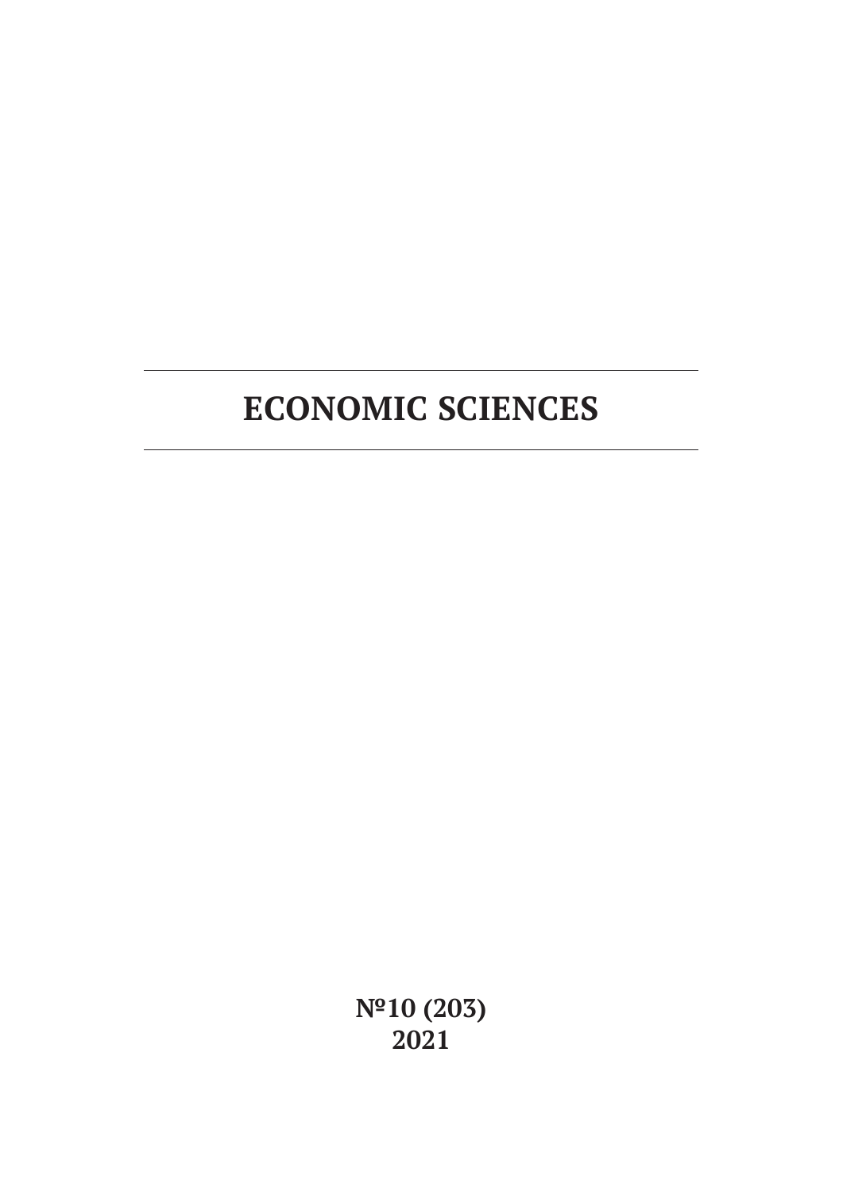# ECONOMIC SCIENCES

**№10 (203)**
**2021**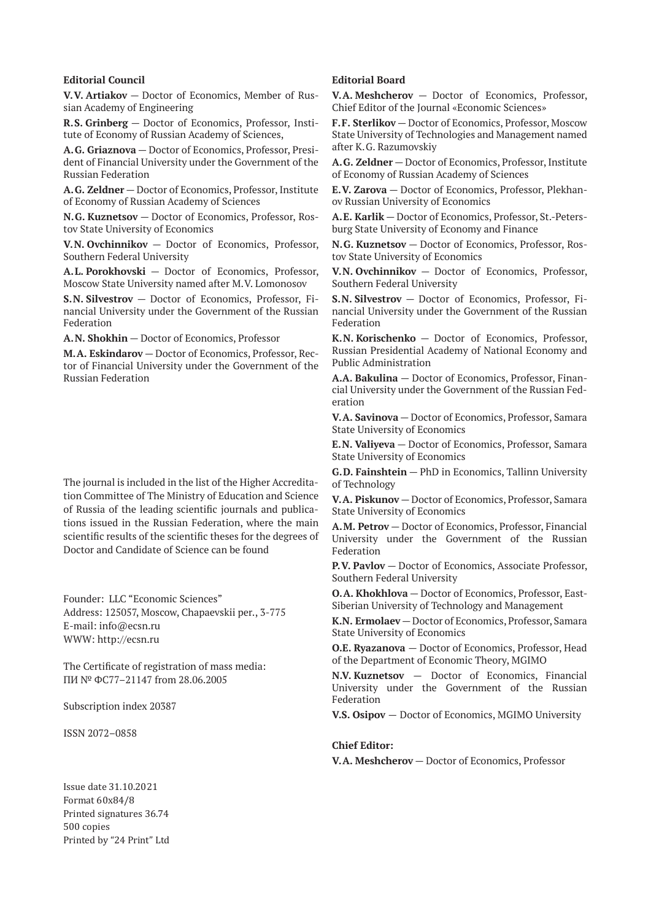**Editorial Council**

**V.V. Artiakov** — Doctor of Economics, Member of Russian Academy of Engineering

**R.S. Grinberg** — Doctor of Economics, Professor, Institute of Economy of Russian Academy of Sciences,

**A.G. Griaznova** — Doctor of Economics, Professor, President of Financial University under the Government of the Russian Federation

**A.G. Zeldner** — Doctor of Economics, Professor, Institute of Economy of Russian Academy of Sciences

**N.G. Kuznetsov** — Doctor of Economics, Professor, Rostov State University of Economics

**V.N. Ovchinnikov** — Doctor of Economics, Professor, Southern Federal University

**A.L. Porokhovski** — Doctor of Economics, Professor, Moscow State University named after M.V. Lomonosov

**S.N. Silvestrov** — Doctor of Economics, Professor, Financial University under the Government of the Russian Federation

**A.N. Shokhin** — Doctor of Economics, Professor

**M.A. Eskindarov** — Doctor of Economics, Professor, Rector of Financial University under the Government of the Russian Federation

The journal is included in the list of the Higher Accreditation Committee of The Ministry of Education and Science of Russia of the leading scientific journals and publications issued in the Russian Federation, where the main scientific results of the scientific theses for the degrees of Doctor and Candidate of Science can be found

Founder: LLC "Economic Sciences"
Address: 125057, Moscow, Chapaevskii per., 3-775
E-mail: info@ecsn.ru
WWW: http://ecsn.ru

The Certificate of registration of mass media:
ПИ № ФС77–21147 from 28.06.2005

Subscription index 20387

ISSN 2072–0858

Issue date 31.10.2021
Format 60x84/8
Printed signatures 36.74
500 copies
Printed by "24 Print" Ltd

**Editorial Board**

**V.A. Meshcherov** — Doctor of Economics, Professor, Chief Editor of the Journal «Economic Sciences»

**F.F. Sterlikov** — Doctor of Economics, Professor, Moscow State University of Technologies and Management named after K.G. Razumovskiy

**A.G. Zeldner** — Doctor of Economics, Professor, Institute of Economy of Russian Academy of Sciences

**E.V. Zarova** — Doctor of Economics, Professor, Plekhanov Russian University of Economics

**A.E. Karlik** — Doctor of Economics, Professor, St.-Petersburg State University of Economy and Finance

**N.G. Kuznetsov** — Doctor of Economics, Professor, Rostov State University of Economics

**V.N. Ovchinnikov** — Doctor of Economics, Professor, Southern Federal University

**S.N. Silvestrov** — Doctor of Economics, Professor, Financial University under the Government of the Russian Federation

**K.N. Korischenko** — Doctor of Economics, Professor, Russian Presidential Academy of National Economy and Public Administration

**A.A. Bakulina** — Doctor of Economics, Professor, Financial University under the Government of the Russian Federation

**V.A. Savinova** — Doctor of Economics, Professor, Samara State University of Economics

**E.N. Valiyeva** — Doctor of Economics, Professor, Samara State University of Economics

**G.D. Fainshtein** — PhD in Economics, Tallinn University of Technology

**V.A. Piskunov** — Doctor of Economics, Professor, Samara State University of Economics

**A.M. Petrov** — Doctor of Economics, Professor, Financial University under the Government of the Russian Federation

**P.V. Pavlov** — Doctor of Economics, Associate Professor, Southern Federal University

**O.A. Khokhlova** — Doctor of Economics, Professor, East-Siberian University of Technology and Management

**K.N. Ermolaev** — Doctor of Economics, Professor, Samara State University of Economics

**O.E. Ryazanova** — Doctor of Economics, Professor, Head of the Department of Economic Theory, MGIMO

**N.V. Kuznetsov** — Doctor of Economics, Financial University under the Government of the Russian Federation

**V.S. Osipov** — Doctor of Economics, MGIMO University

**Chief Editor:**

**V.A. Meshcherov** — Doctor of Economics, Professor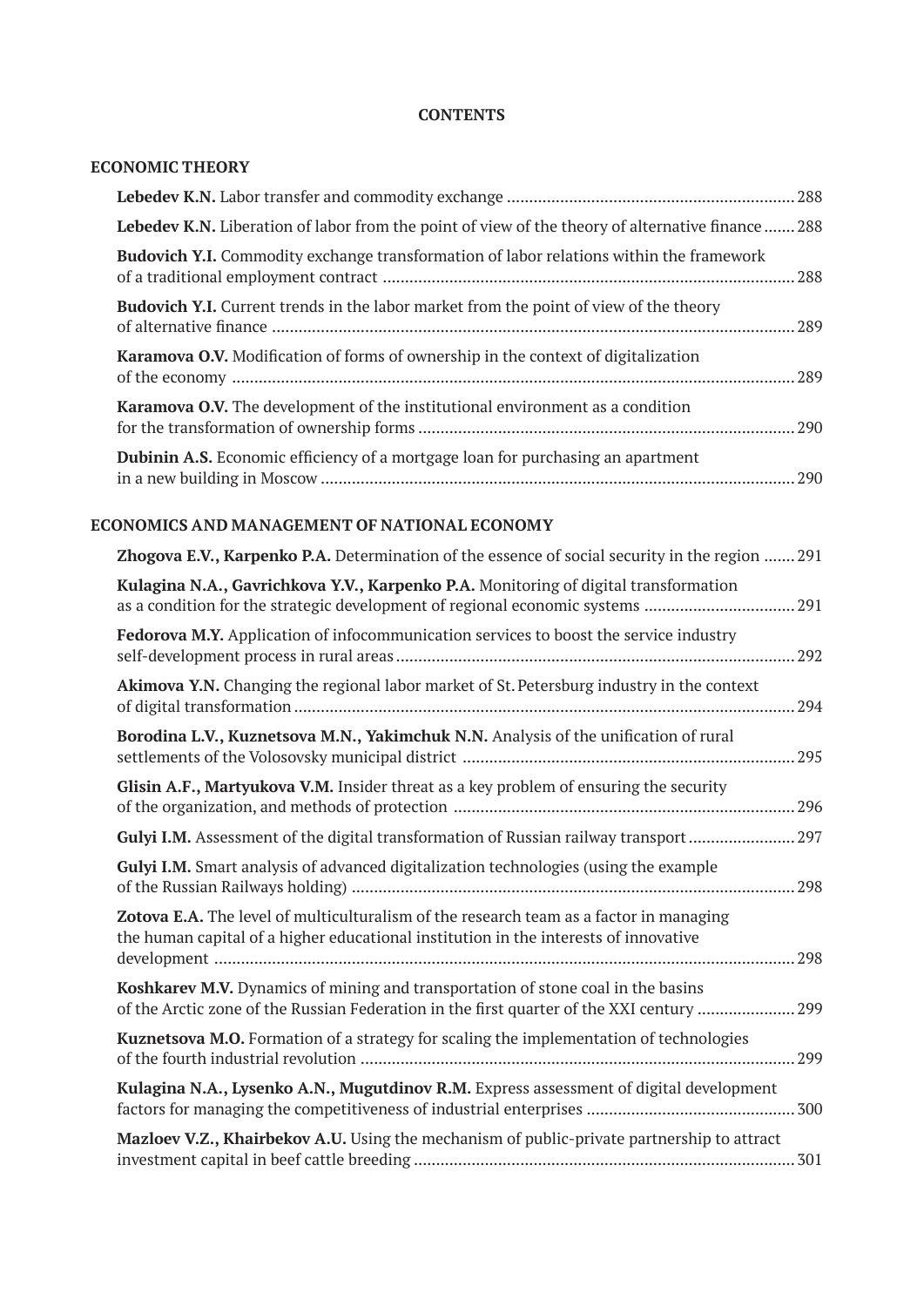# CONTENTS

## ECONOMIC THEORY

**Lebedev K.N.** Labor transfer and commodity exchange ... 288

**Lebedev K.N.** Liberation of labor from the point of view of the theory of alternative finance ... 288

**Budovich Y.I.** Commodity exchange transformation of labor relations within the framework of a traditional employment contract ... 288

**Budovich Y.I.** Current trends in the labor market from the point of view of the theory of alternative finance ... 289

**Karamova O.V.** Modification of forms of ownership in the context of digitalization of the economy ... 289

**Karamova O.V.** The development of the institutional environment as a condition for the transformation of ownership forms ... 290

**Dubinin A.S.** Economic efficiency of a mortgage loan for purchasing an apartment in a new building in Moscow ... 290

## ECONOMICS AND MANAGEMENT OF NATIONAL ECONOMY

**Zhogova E.V., Karpenko P.A.** Determination of the essence of social security in the region ... 291

**Kulagina N.A., Gavrichkova Y.V., Karpenko P.A.** Monitoring of digital transformation as a condition for the strategic development of regional economic systems ... 291

**Fedorova M.Y.** Application of infocommunication services to boost the service industry self-development process in rural areas ... 292

**Akimova Y.N.** Changing the regional labor market of St. Petersburg industry in the context of digital transformation ... 294

**Borodina L.V., Kuznetsova M.N., Yakimchuk N.N.** Analysis of the unification of rural settlements of the Volosovsky municipal district ... 295

**Glisin A.F., Martyukova V.M.** Insider threat as a key problem of ensuring the security of the organization, and methods of protection ... 296

**Gulyi I.M.** Assessment of the digital transformation of Russian railway transport ... 297

**Gulyi I.M.** Smart analysis of advanced digitalization technologies (using the example of the Russian Railways holding) ... 298

**Zotova E.A.** The level of multiculturalism of the research team as a factor in managing the human capital of a higher educational institution in the interests of innovative development ... 298

**Koshkarev M.V.** Dynamics of mining and transportation of stone coal in the basins of the Arctic zone of the Russian Federation in the first quarter of the XXI century ... 299

**Kuznetsova M.O.** Formation of a strategy for scaling the implementation of technologies of the fourth industrial revolution ... 299

**Kulagina N.A., Lysenko A.N., Mugutdinov R.M.** Express assessment of digital development factors for managing the competitiveness of industrial enterprises ... 300

**Mazloev V.Z., Khairbekov A.U.** Using the mechanism of public-private partnership to attract investment capital in beef cattle breeding ... 301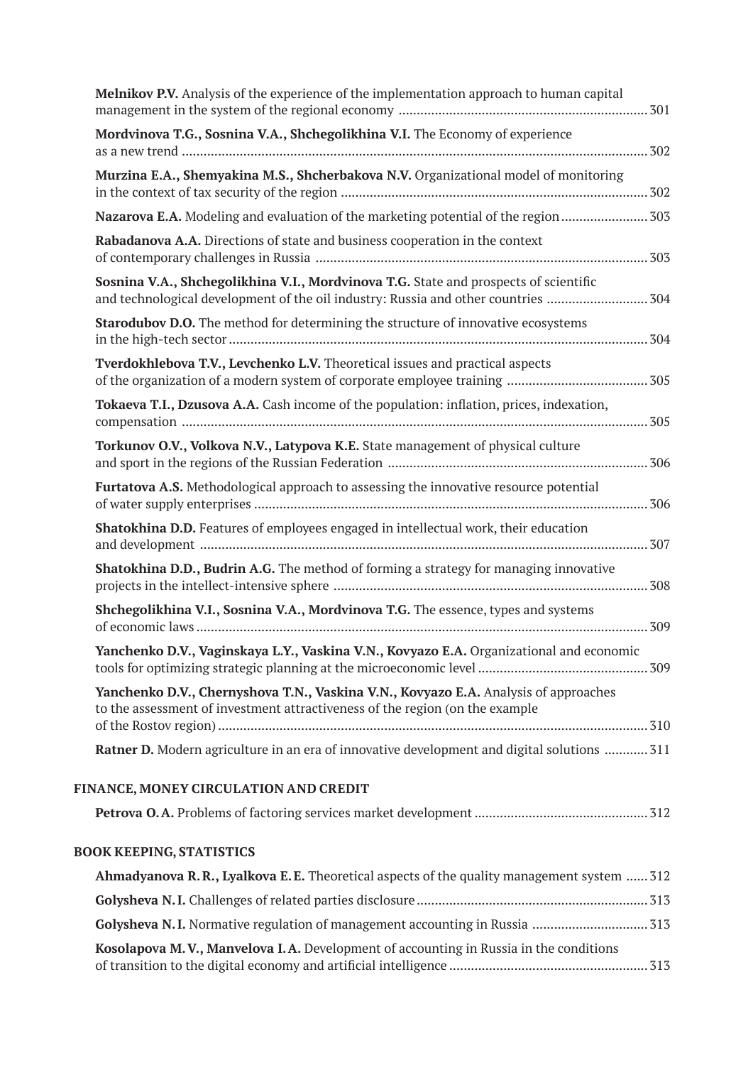**Melnikov P.V.** Analysis of the experience of the implementation approach to human capital management in the system of the regional economy ........ 301

**Mordvinova T.G., Sosnina V.A., Shchegolikhina V.I.** The Economy of experience as a new trend ........ 302

**Murzina E.A., Shemyakina M.S., Shcherbakova N.V.** Organizational model of monitoring in the context of tax security of the region ........ 302

**Nazarova E.A.** Modeling and evaluation of the marketing potential of the region ........ 303

**Rabadanova A.A.** Directions of state and business cooperation in the context of contemporary challenges in Russia ........ 303

**Sosnina V.A., Shchegolikhina V.I., Mordvinova T.G.** State and prospects of scientific and technological development of the oil industry: Russia and other countries ........ 304

**Starodubov D.O.** The method for determining the structure of innovative ecosystems in the high-tech sector ........ 304

**Tverdokhlebova T.V., Levchenko L.V.** Theoretical issues and practical aspects of the organization of a modern system of corporate employee training ........ 305

**Tokaeva T.I., Dzusova A.A.** Cash income of the population: inflation, prices, indexation, compensation ........ 305

**Torkunov O.V., Volkova N.V., Latypova K.E.** State management of physical culture and sport in the regions of the Russian Federation ........ 306

**Furtatova A.S.** Methodological approach to assessing the innovative resource potential of water supply enterprises ........ 306

**Shatokhina D.D.** Features of employees engaged in intellectual work, their education and development ........ 307

**Shatokhina D.D., Budrin A.G.** The method of forming a strategy for managing innovative projects in the intellect-intensive sphere ........ 308

**Shchegolikhina V.I., Sosnina V.A., Mordvinova T.G.** The essence, types and systems of economic laws ........ 309

**Yanchenko D.V., Vaginskaya L.Y., Vaskina V.N., Kovyazo E.A.** Organizational and economic tools for optimizing strategic planning at the microeconomic level ........ 309

**Yanchenko D.V., Chernyshova T.N., Vaskina V.N., Kovyazo E.A.** Analysis of approaches to the assessment of investment attractiveness of the region (on the example of the Rostov region) ........ 310

**Ratner D.** Modern agriculture in an era of innovative development and digital solutions ........ 311

## FINANCE, MONEY CIRCULATION AND CREDIT

**Petrova O.A.** Problems of factoring services market development ........ 312

## BOOK KEEPING, STATISTICS

**Ahmadyanova R.R., Lyalkova E.E.** Theoretical aspects of the quality management system ........ 312

**Golysheva N.I.** Challenges of related parties disclosure ........ 313

**Golysheva N.I.** Normative regulation of management accounting in Russia ........ 313

**Kosolapova M.V., Manvelova I.A.** Development of accounting in Russia in the conditions of transition to the digital economy and artificial intelligence ........ 313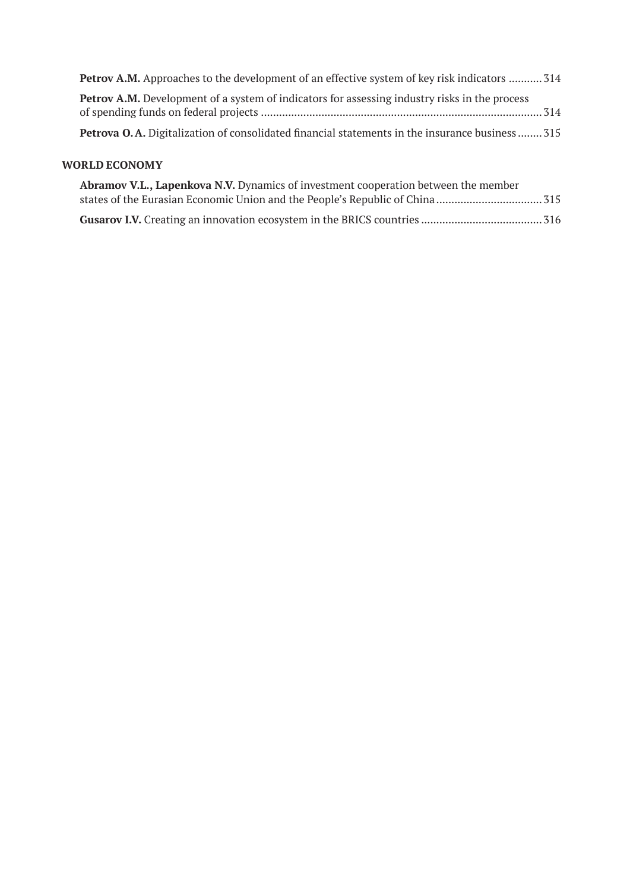**Petrov A.M.** Approaches to the development of an effective system of key risk indicators ........... 314

**Petrov A.M.** Development of a system of indicators for assessing industry risks in the process of spending funds on federal projects ........................................................................................... 314

**Petrova O.A.** Digitalization of consolidated financial statements in the insurance business ........ 315

## WORLD ECONOMY

**Abramov V.L., Lapenkova N.V.** Dynamics of investment cooperation between the member states of the Eurasian Economic Union and the People's Republic of China .................................. 315

**Gusarov I.V.** Creating an innovation ecosystem in the BRICS countries ....................................... 316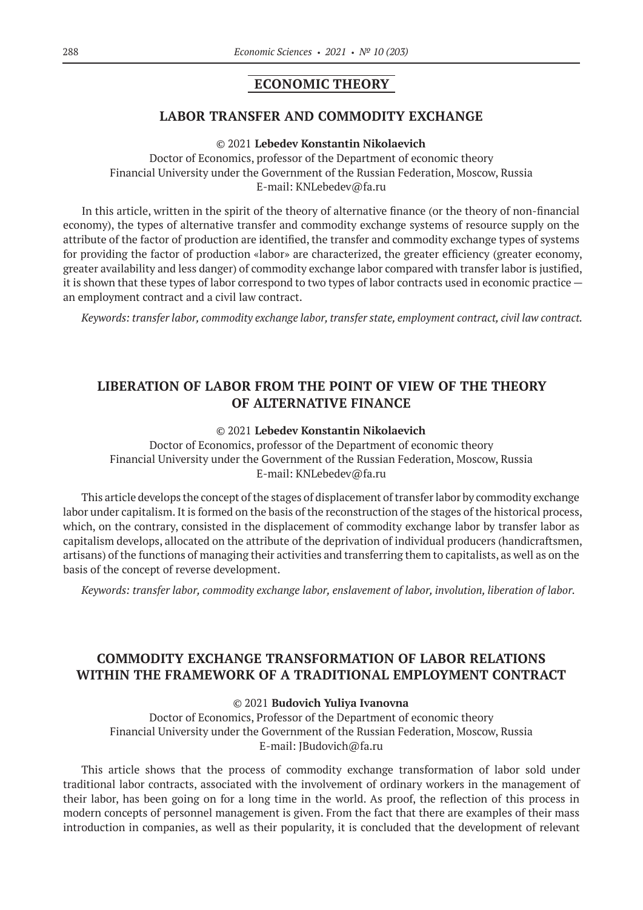## ECONOMIC THEORY

### LABOR TRANSFER AND COMMODITY EXCHANGE

© 2021 **Lebedev Konstantin Nikolaevich**
Doctor of Economics, professor of the Department of economic theory
Financial University under the Government of the Russian Federation, Moscow, Russia
E-mail: KNLebedev@fa.ru

In this article, written in the spirit of the theory of alternative finance (or the theory of non-financial economy), the types of alternative transfer and commodity exchange systems of resource supply on the attribute of the factor of production are identified, the transfer and commodity exchange types of systems for providing the factor of production «labor» are characterized, the greater efficiency (greater economy, greater availability and less danger) of commodity exchange labor compared with transfer labor is justified, it is shown that these types of labor correspond to two types of labor contracts used in economic practice — an employment contract and a civil law contract.

*Keywords: transfer labor, commodity exchange labor, transfer state, employment contract, civil law contract.*

### LIBERATION OF LABOR FROM THE POINT OF VIEW OF THE THEORY OF ALTERNATIVE FINANCE

© 2021 **Lebedev Konstantin Nikolaevich**
Doctor of Economics, professor of the Department of economic theory
Financial University under the Government of the Russian Federation, Moscow, Russia
E-mail: KNLebedev@fa.ru

This article develops the concept of the stages of displacement of transfer labor by commodity exchange labor under capitalism. It is formed on the basis of the reconstruction of the stages of the historical process, which, on the contrary, consisted in the displacement of commodity exchange labor by transfer labor as capitalism develops, allocated on the attribute of the deprivation of individual producers (handicraftsmen, artisans) of the functions of managing their activities and transferring them to capitalists, as well as on the basis of the concept of reverse development.

*Keywords: transfer labor, commodity exchange labor, enslavement of labor, involution, liberation of labor.*

### COMMODITY EXCHANGE TRANSFORMATION OF LABOR RELATIONS WITHIN THE FRAMEWORK OF A TRADITIONAL EMPLOYMENT CONTRACT

© 2021 **Budovich Yuliya Ivanovna**
Doctor of Economics, Professor of the Department of economic theory
Financial University under the Government of the Russian Federation, Moscow, Russia
E-mail: JBudovich@fa.ru

This article shows that the process of commodity exchange transformation of labor sold under traditional labor contracts, associated with the involvement of ordinary workers in the management of their labor, has been going on for a long time in the world. As proof, the reflection of this process in modern concepts of personnel management is given. From the fact that there are examples of their mass introduction in companies, as well as their popularity, it is concluded that the development of relevant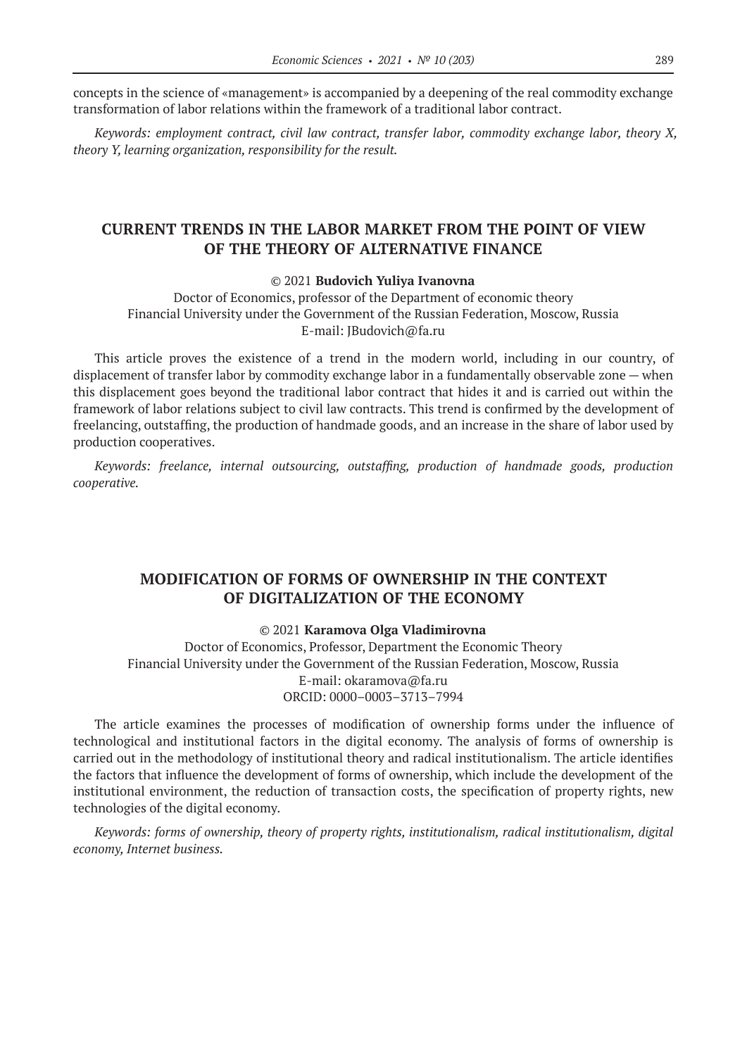concepts in the science of «management» is accompanied by a deepening of the real commodity exchange transformation of labor relations within the framework of a traditional labor contract.

*Keywords: employment contract, civil law contract, transfer labor, commodity exchange labor, theory X, theory Y, learning organization, responsibility for the result.*

## CURRENT TRENDS IN THE LABOR MARKET FROM THE POINT OF VIEW OF THE THEORY OF ALTERNATIVE FINANCE

© 2021 **Budovich Yuliya Ivanovna**

Doctor of Economics, professor of the Department of economic theory
Financial University under the Government of the Russian Federation, Moscow, Russia
E-mail: JBudovich@fa.ru

This article proves the existence of a trend in the modern world, including in our country, of displacement of transfer labor by commodity exchange labor in a fundamentally observable zone — when this displacement goes beyond the traditional labor contract that hides it and is carried out within the framework of labor relations subject to civil law contracts. This trend is confirmed by the development of freelancing, outstaffing, the production of handmade goods, and an increase in the share of labor used by production cooperatives.

*Keywords: freelance, internal outsourcing, outstaffing, production of handmade goods, production cooperative.*

## MODIFICATION OF FORMS OF OWNERSHIP IN THE CONTEXT OF DIGITALIZATION OF THE ECONOMY

© 2021 **Karamova Olga Vladimirovna**

Doctor of Economics, Professor, Department the Economic Theory
Financial University under the Government of the Russian Federation, Moscow, Russia
E-mail: okaramova@fa.ru
ORCID: 0000–0003–3713–7994

The article examines the processes of modification of ownership forms under the influence of technological and institutional factors in the digital economy. The analysis of forms of ownership is carried out in the methodology of institutional theory and radical institutionalism. The article identifies the factors that influence the development of forms of ownership, which include the development of the institutional environment, the reduction of transaction costs, the specification of property rights, new technologies of the digital economy.

*Keywords: forms of ownership, theory of property rights, institutionalism, radical institutionalism, digital economy, Internet business.*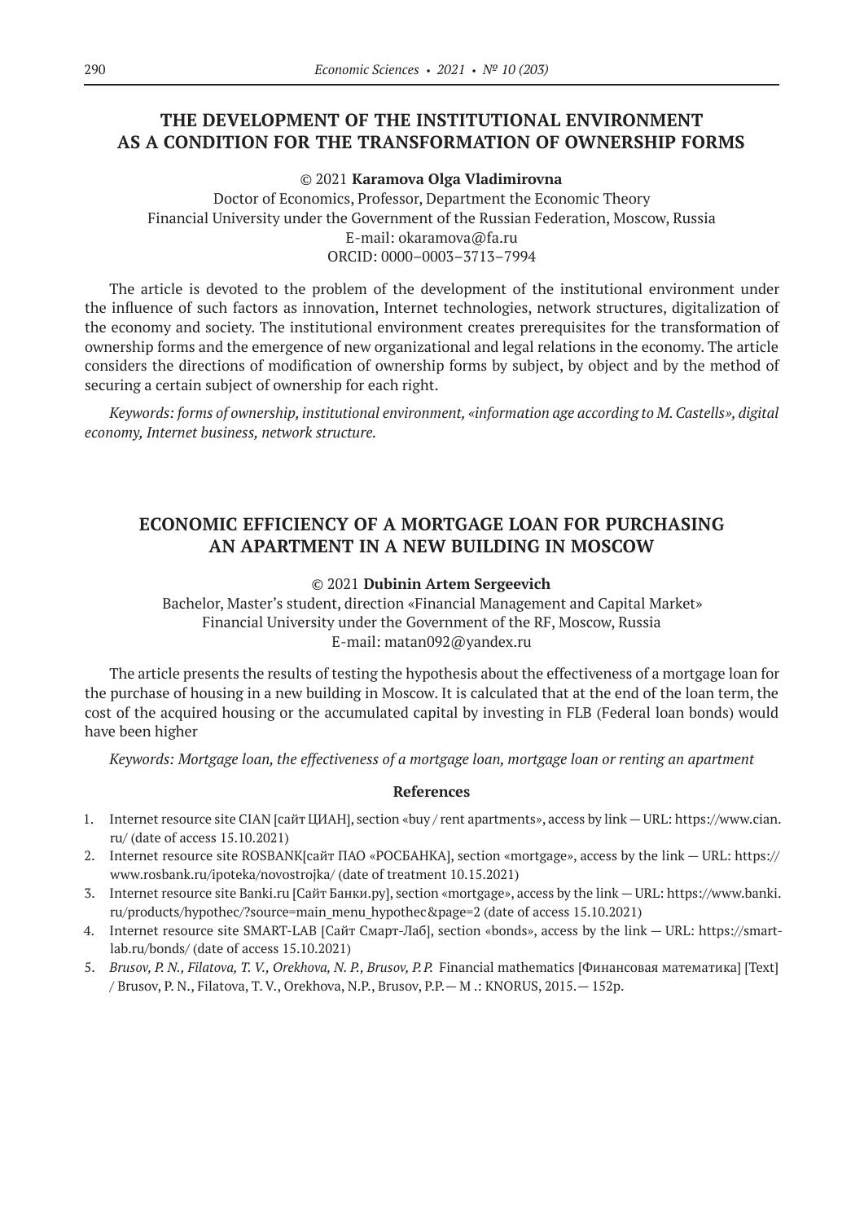## THE DEVELOPMENT OF THE INSTITUTIONAL ENVIRONMENT AS A CONDITION FOR THE TRANSFORMATION OF OWNERSHIP FORMS

© 2021 **Karamova Olga Vladimirovna**

Doctor of Economics, Professor, Department the Economic Theory
Financial University under the Government of the Russian Federation, Moscow, Russia
E-mail: okaramova@fa.ru
ORCID: 0000–0003–3713–7994

The article is devoted to the problem of the development of the institutional environment under the influence of such factors as innovation, Internet technologies, network structures, digitalization of the economy and society. The institutional environment creates prerequisites for the transformation of ownership forms and the emergence of new organizational and legal relations in the economy. The article considers the directions of modification of ownership forms by subject, by object and by the method of securing a certain subject of ownership for each right.

*Keywords: forms of ownership, institutional environment, «information age according to M. Castells», digital economy, Internet business, network structure.*

## ECONOMIC EFFICIENCY OF A MORTGAGE LOAN FOR PURCHASING AN APARTMENT IN A NEW BUILDING IN MOSCOW

© 2021 **Dubinin Artem Sergeevich**

Bachelor, Master's student, direction «Financial Management and Capital Market»
Financial University under the Government of the RF, Moscow, Russia
E-mail: matan092@yandex.ru

The article presents the results of testing the hypothesis about the effectiveness of a mortgage loan for the purchase of housing in a new building in Moscow. It is calculated that at the end of the loan term, the cost of the acquired housing or the accumulated capital by investing in FLB (Federal loan bonds) would have been higher

*Keywords: Mortgage loan, the effectiveness of a mortgage loan, mortgage loan or renting an apartment*

### References

1. Internet resource site CIAN [сайт ЦИАН], section «buy / rent apartments», access by link — URL: https://www.cian.ru/ (date of access 15.10.2021)
2. Internet resource site ROSBANK[сайт ПАО «РОСБАНКА], section «mortgage», access by the link — URL: https://www.rosbank.ru/ipoteka/novostrojka/ (date of treatment 10.15.2021)
3. Internet resource site Banki.ru [Сайт Банки.ру], section «mortgage», access by the link — URL: https://www.banki.ru/products/hypothec/?source=main_menu_hypothec&page=2 (date of access 15.10.2021)
4. Internet resource site SMART-LAB [Сайт Смарт-Лаб], section «bonds», access by the link — URL: https://smart-lab.ru/bonds/ (date of access 15.10.2021)
5. *Brusov, P. N., Filatova, T. V., Orekhova, N. P., Brusov, P.P.* Financial mathematics [Финансовая математика] [Text] / Brusov, P. N., Filatova, T. V., Orekhova, N.P., Brusov, P.P.— M .: KNORUS, 2015.— 152p.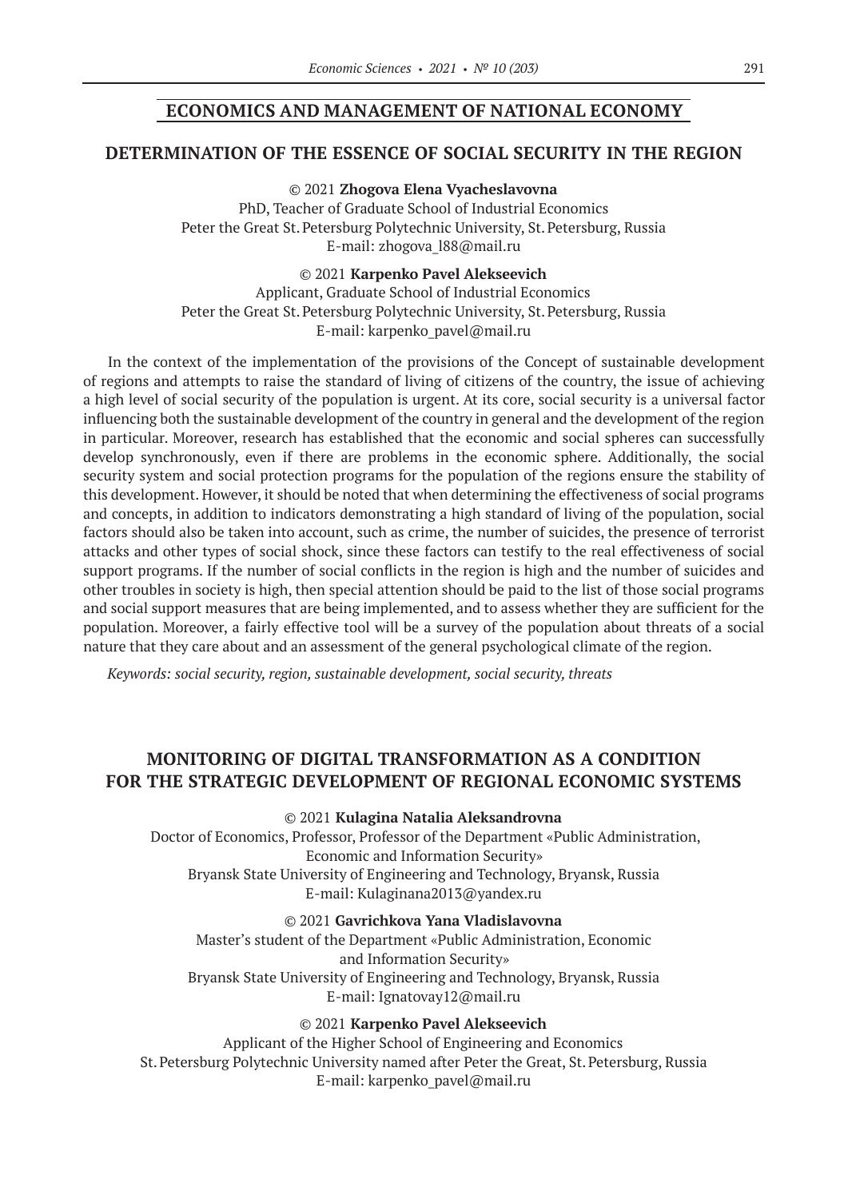## ECONOMICS AND MANAGEMENT OF NATIONAL ECONOMY

### DETERMINATION OF THE ESSENCE OF SOCIAL SECURITY IN THE REGION

© 2021 **Zhogova Elena Vyacheslavovna**
PhD, Teacher of Graduate School of Industrial Economics
Peter the Great St. Petersburg Polytechnic University, St. Petersburg, Russia
E-mail: zhogova_l88@mail.ru

© 2021 **Karpenko Pavel Alekseevich**
Applicant, Graduate School of Industrial Economics
Peter the Great St. Petersburg Polytechnic University, St. Petersburg, Russia
E-mail: karpenko_pavel@mail.ru

In the context of the implementation of the provisions of the Concept of sustainable development of regions and attempts to raise the standard of living of citizens of the country, the issue of achieving a high level of social security of the population is urgent. At its core, social security is a universal factor influencing both the sustainable development of the country in general and the development of the region in particular. Moreover, research has established that the economic and social spheres can successfully develop synchronously, even if there are problems in the economic sphere. Additionally, the social security system and social protection programs for the population of the regions ensure the stability of this development. However, it should be noted that when determining the effectiveness of social programs and concepts, in addition to indicators demonstrating a high standard of living of the population, social factors should also be taken into account, such as crime, the number of suicides, the presence of terrorist attacks and other types of social shock, since these factors can testify to the real effectiveness of social support programs. If the number of social conflicts in the region is high and the number of suicides and other troubles in society is high, then special attention should be paid to the list of those social programs and social support measures that are being implemented, and to assess whether they are sufficient for the population. Moreover, a fairly effective tool will be a survey of the population about threats of a social nature that they care about and an assessment of the general psychological climate of the region.

*Keywords: social security, region, sustainable development, social security, threats*

### MONITORING OF DIGITAL TRANSFORMATION AS A CONDITION FOR THE STRATEGIC DEVELOPMENT OF REGIONAL ECONOMIC SYSTEMS

© 2021 **Kulagina Natalia Aleksandrovna**
Doctor of Economics, Professor, Professor of the Department «Public Administration, Economic and Information Security»
Bryansk State University of Engineering and Technology, Bryansk, Russia
E-mail: Kulaginana2013@yandex.ru

© 2021 **Gavrichkova Yana Vladislavovna**
Master's student of the Department «Public Administration, Economic and Information Security»
Bryansk State University of Engineering and Technology, Bryansk, Russia
E-mail: Ignatovay12@mail.ru

© 2021 **Karpenko Pavel Alekseevich**
Applicant of the Higher School of Engineering and Economics
St. Petersburg Polytechnic University named after Peter the Great, St. Petersburg, Russia
E-mail: karpenko_pavel@mail.ru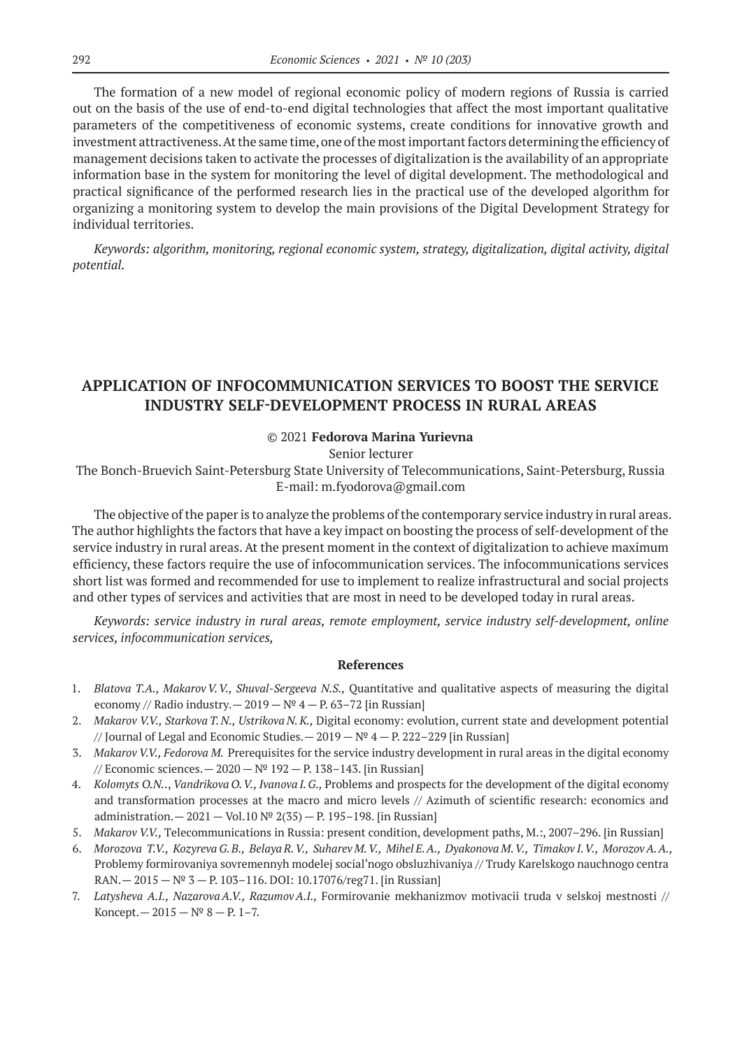The formation of a new model of regional economic policy of modern regions of Russia is carried out on the basis of the use of end-to-end digital technologies that affect the most important qualitative parameters of the competitiveness of economic systems, create conditions for innovative growth and investment attractiveness. At the same time, one of the most important factors determining the efficiency of management decisions taken to activate the processes of digitalization is the availability of an appropriate information base in the system for monitoring the level of digital development. The methodological and practical significance of the performed research lies in the practical use of the developed algorithm for organizing a monitoring system to develop the main provisions of the Digital Development Strategy for individual territories.

*Keywords: algorithm, monitoring, regional economic system, strategy, digitalization, digital activity, digital potential.*

## APPLICATION OF INFOCOMMUNICATION SERVICES TO BOOST THE SERVICE INDUSTRY SELF-DEVELOPMENT PROCESS IN RURAL AREAS

© 2021 **Fedorova Marina Yurievna**

Senior lecturer

The Bonch-Bruevich Saint-Petersburg State University of Telecommunications, Saint-Petersburg, Russia

E-mail: m.fyodorova@gmail.com

The objective of the paper is to analyze the problems of the contemporary service industry in rural areas. The author highlights the factors that have a key impact on boosting the process of self-development of the service industry in rural areas. At the present moment in the context of digitalization to achieve maximum efficiency, these factors require the use of infocommunication services. The infocommunications services short list was formed and recommended for use to implement to realize infrastructural and social projects and other types of services and activities that are most in need to be developed today in rural areas.

*Keywords: service industry in rural areas, remote employment, service industry self-development, online services, infocommunication services,*

### References

1. *Blatova T.A., Makarov V.V., Shuval-Sergeeva N.S.,* Quantitative and qualitative aspects of measuring the digital economy // Radio industry.— 2019 — № 4 — P. 63–72 [in Russian]
2. *Makarov V.V., Starkova T.N., Ustrikova N.K.,* Digital economy: evolution, current state and development potential // Journal of Legal and Economic Studies.— 2019 — № 4 — P. 222–229 [in Russian]
3. *Makarov V.V., Fedorova M.* Prerequisites for the service industry development in rural areas in the digital economy // Economic sciences.— 2020 — № 192 — P. 138–143. [in Russian]
4. *Kolomyts O.N.*, *Vandrikova O.V., Ivanova I.G.,* Problems and prospects for the development of the digital economy and transformation processes at the macro and micro levels // Azimuth of scientific research: economics and administration.— 2021 — Vol.10 № 2(35) — P. 195–198. [in Russian]
5. *Makarov V.V.,* Telecommunications in Russia: present condition, development paths, M.:, 2007–296. [in Russian]
6. *Morozova T.V., Kozyreva G.B., Belaya R.V., Suharev M.V., Mihel E.A., Dyakonova M.V., Timakov I.V., Morozov A.A.,* Problemy formirovaniya sovremennyh modelej social'nogo obsluzhivaniya // Trudy Karelskogo nauchnogo centra RAN.— 2015 — № 3 — P. 103–116. DOI: 10.17076/reg71. [in Russian]
7. *Latysheva A.I., Nazarova A.V., Razumov A.I.,* Formirovanie mekhanizmov motivacii truda v selskoj mestnosti // Koncept.— 2015 — № 8 — P. 1–7.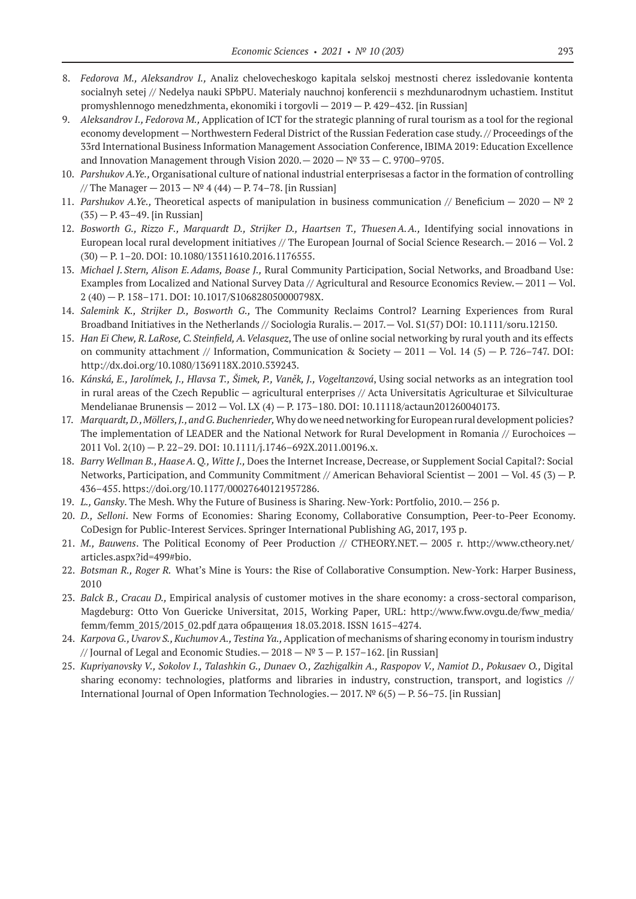8. *Fedorova M., Aleksandrov I.,* Analiz chelovecheskogo kapitala selskoj mestnosti cherez issledovanie kontenta socialnyh setej // Nedelya nauki SPbPU. Materialy nauchnoj konferencii s mezhdunarodnym uchastiem. Institut promyshlennogo menedzhmenta, ekonomiki i torgovli — 2019 — P. 429–432. [in Russian]
9. *Aleksandrov I., Fedorova M.,* Application of ICT for the strategic planning of rural tourism as a tool for the regional economy development — Northwestern Federal District of the Russian Federation case study. // Proceedings of the 33rd International Business Information Management Association Conference, IBIMA 2019: Education Excellence and Innovation Management through Vision 2020.— 2020 — № 33 — С. 9700–9705.
10. *Parshukov A.Ye.,* Organisational culture of national industrial enterprisesas a factor in the formation of controlling // The Manager — 2013 — № 4 (44) — P. 74–78. [in Russian]
11. *Parshukov A.Ye.,* Theoretical aspects of manipulation in business communication // Beneficium — 2020 — № 2 (35) — P. 43–49. [in Russian]
12. *Bosworth G., Rizzo F., Marquardt D., Strijker D., Haartsen T., Thuesen A. A.,* Identifying social innovations in European local rural development initiatives // The European Journal of Social Science Research.— 2016 — Vol. 2 (30) — P. 1–20. DOI: 10.1080/13511610.2016.1176555.
13. *Michael J. Stern, Alison E. Adams, Boase J.,* Rural Community Participation, Social Networks, and Broadband Use: Examples from Localized and National Survey Data // Agricultural and Resource Economics Review.— 2011 — Vol. 2 (40) — P. 158–171. DOI: 10.1017/S106828050000798X.
14. *Salemink K., Strijker D., Bosworth G.,* The Community Reclaims Control? Learning Experiences from Rural Broadband Initiatives in the Netherlands // Sociologia Ruralis.— 2017.— Vol. S1(57) DOI: 10.1111/soru.12150.
15. *Han Ei Chew, R. LaRose, C. Steinfield, A. Velasquez*, The use of online social networking by rural youth and its effects on community attachment // Information, Communication & Society — 2011 — Vol. 14 (5) — P. 726–747. DOI: http://dx.doi.org/10.1080/1369118X.2010.539243.
16. *Kánská, E., Jarolímek, J., Hlavsa T., Šimek, P., Vaněk, J., Vogeltanzová*, Using social networks as an integration tool in rural areas of the Czech Republic — agricultural enterprises // Acta Universitatis Agriculturae et Silviculturae Mendelianae Brunensis — 2012 — Vol. LX (4) — P. 173–180. DOI: 10.11118/actaun201260040173.
17. *Marquardt, D., Möllers, J., and G. Buchenrieder,* Why do we need networking for European rural development policies? The implementation of LEADER and the National Network for Rural Development in Romania // Eurochoices — 2011 Vol. 2(10) — P. 22–29. DOI: 10.1111/j.1746–692X.2011.00196.x.
18. *Barry Wellman B., Haase A. Q., Witte J.,* Does the Internet Increase, Decrease, or Supplement Social Capital?: Social Networks, Participation, and Community Commitment // American Behavioral Scientist — 2001 — Vol. 45 (3) — P. 436–455. https://doi.org/10.1177/00027640121957286.
19. *L., Gansky*. The Mesh. Why the Future of Business is Sharing. New-York: Portfolio, 2010.— 256 p.
20. *D., Selloni*. New Forms of Economies: Sharing Economy, Collaborative Consumption, Peer-to-Peer Economy. CoDesign for Public-Interest Services. Springer International Publishing AG, 2017, 193 p.
21. *M., Bauwens*. The Political Economy of Peer Production // CTHEORY.NET.— 2005 г. http://www.ctheory.net/articles.aspx?id=499#bio.
22. *Botsman R., Roger R.* What's Mine is Yours: the Rise of Collaborative Consumption. New-York: Harper Business, 2010
23. *Balck B., Cracau D.,* Empirical analysis of customer motives in the share economy: a cross-sectoral comparison, Magdeburg: Otto Von Guericke Universitat, 2015, Working Paper, URL: http://www.fww.ovgu.de/fww_media/femm/femm_2015/2015_02.pdf дата обращения 18.03.2018. ISSN 1615–4274.
24. *Karpova G., Uvarov S., Kuchumov A., Testina Ya.,* Application of mechanisms of sharing economy in tourism industry // Journal of Legal and Economic Studies.— 2018 — № 3 — P. 157–162. [in Russian]
25. *Kupriyanovsky V., Sokolov I., Talashkin G., Dunaev O., Zazhigalkin A., Raspopov V., Namiot D., Pokusaev O.,* Digital sharing economy: technologies, platforms and libraries in industry, construction, transport, and logistics // International Journal of Open Information Technologies.— 2017. № 6(5) — P. 56–75. [in Russian]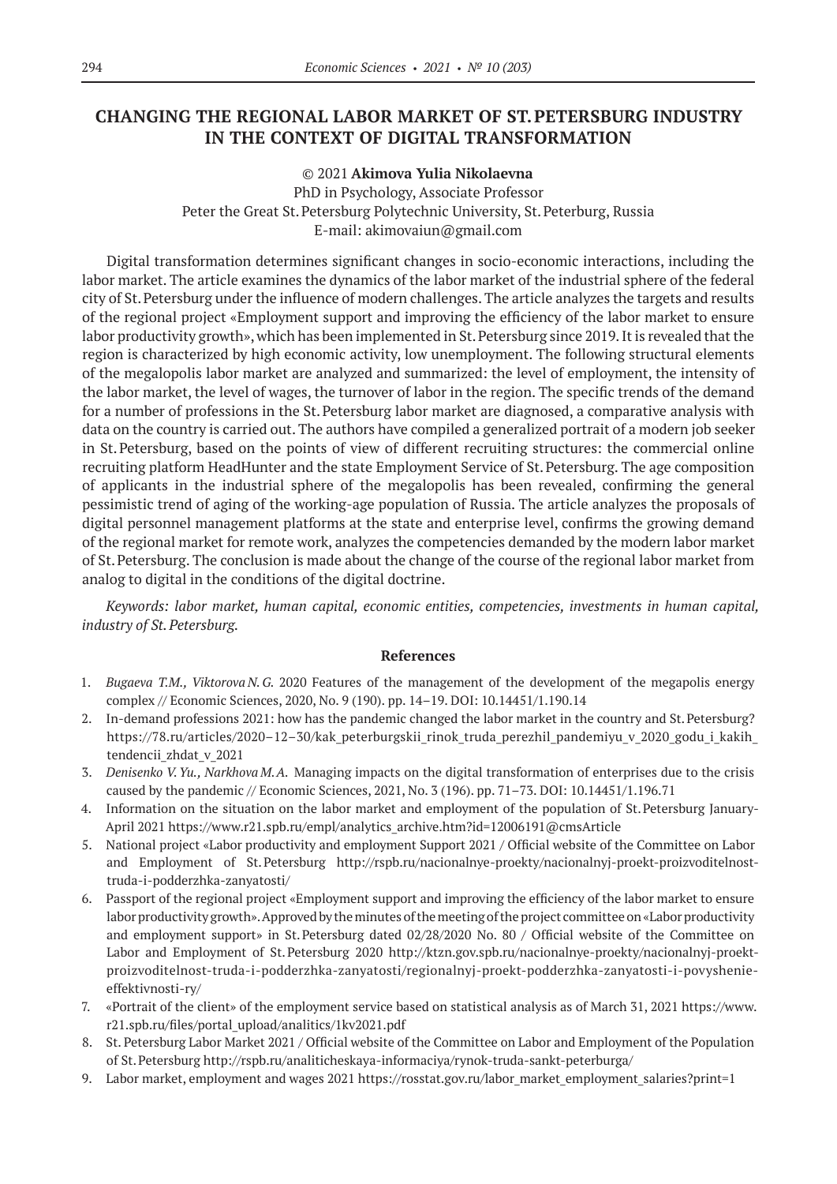# CHANGING THE REGIONAL LABOR MARKET OF ST. PETERSBURG INDUSTRY IN THE CONTEXT OF DIGITAL TRANSFORMATION

© 2021 **Akimova Yulia Nikolaevna**
PhD in Psychology, Associate Professor
Peter the Great St. Petersburg Polytechnic University, St. Peterburg, Russia
E-mail: akimovaiun@gmail.com

Digital transformation determines significant changes in socio-economic interactions, including the labor market. The article examines the dynamics of the labor market of the industrial sphere of the federal city of St. Petersburg under the influence of modern challenges. The article analyzes the targets and results of the regional project «Employment support and improving the efficiency of the labor market to ensure labor productivity growth», which has been implemented in St. Petersburg since 2019. It is revealed that the region is characterized by high economic activity, low unemployment. The following structural elements of the megalopolis labor market are analyzed and summarized: the level of employment, the intensity of the labor market, the level of wages, the turnover of labor in the region. The specific trends of the demand for a number of professions in the St. Petersburg labor market are diagnosed, a comparative analysis with data on the country is carried out. The authors have compiled a generalized portrait of a modern job seeker in St. Petersburg, based on the points of view of different recruiting structures: the commercial online recruiting platform HeadHunter and the state Employment Service of St. Petersburg. The age composition of applicants in the industrial sphere of the megalopolis has been revealed, confirming the general pessimistic trend of aging of the working-age population of Russia. The article analyzes the proposals of digital personnel management platforms at the state and enterprise level, confirms the growing demand of the regional market for remote work, analyzes the competencies demanded by the modern labor market of St. Petersburg. The conclusion is made about the change of the course of the regional labor market from analog to digital in the conditions of the digital doctrine.

*Keywords: labor market, human capital, economic entities, competencies, investments in human capital, industry of St. Petersburg.*

## References

1. *Bugaeva T.M., Viktorova N. G.* 2020 Features of the management of the development of the megapolis energy complex // Economic Sciences, 2020, No. 9 (190). pp. 14–19. DOI: 10.14451/1.190.14
2. In-demand professions 2021: how has the pandemic changed the labor market in the country and St. Petersburg? https://78.ru/articles/2020–12–30/kak_peterburgskii_rinok_truda_perezhil_pandemiyu_v_2020_godu_i_kakih_tendencii_zhdat_v_2021
3. *Denisenko V. Yu., Narkhova M. A.* Managing impacts on the digital transformation of enterprises due to the crisis caused by the pandemic // Economic Sciences, 2021, No. 3 (196). pp. 71–73. DOI: 10.14451/1.196.71
4. Information on the situation on the labor market and employment of the population of St. Petersburg January-April 2021 https://www.r21.spb.ru/empl/analytics_archive.htm?id=12006191@cmsArticle
5. National project «Labor productivity and employment Support 2021 / Official website of the Committee on Labor and Employment of St. Petersburg http://rspb.ru/nacionalnye-proekty/nacionalnyj-proekt-proizvoditelnost-truda-i-podderzhka-zanyatosti/
6. Passport of the regional project «Employment support and improving the efficiency of the labor market to ensure labor productivity growth». Approved by the minutes of the meeting of the project committee on «Labor productivity and employment support» in St. Petersburg dated 02/28/2020 No. 80 / Official website of the Committee on Labor and Employment of St. Petersburg 2020 http://ktzn.gov.spb.ru/nacionalnye-proekty/nacionalnyj-proekt-proizvoditelnost-truda-i-podderzhka-zanyatosti/regionalnyj-proekt-podderzhka-zanyatosti-i-povyshenie-effektivnosti-ry/
7. «Portrait of the client» of the employment service based on statistical analysis as of March 31, 2021 https://www.r21.spb.ru/files/portal_upload/analitics/1kv2021.pdf
8. St. Petersburg Labor Market 2021 / Official website of the Committee on Labor and Employment of the Population of St. Petersburg http://rspb.ru/analiticheskaya-informaciya/rynok-truda-sankt-peterburga/
9. Labor market, employment and wages 2021 https://rosstat.gov.ru/labor_market_employment_salaries?print=1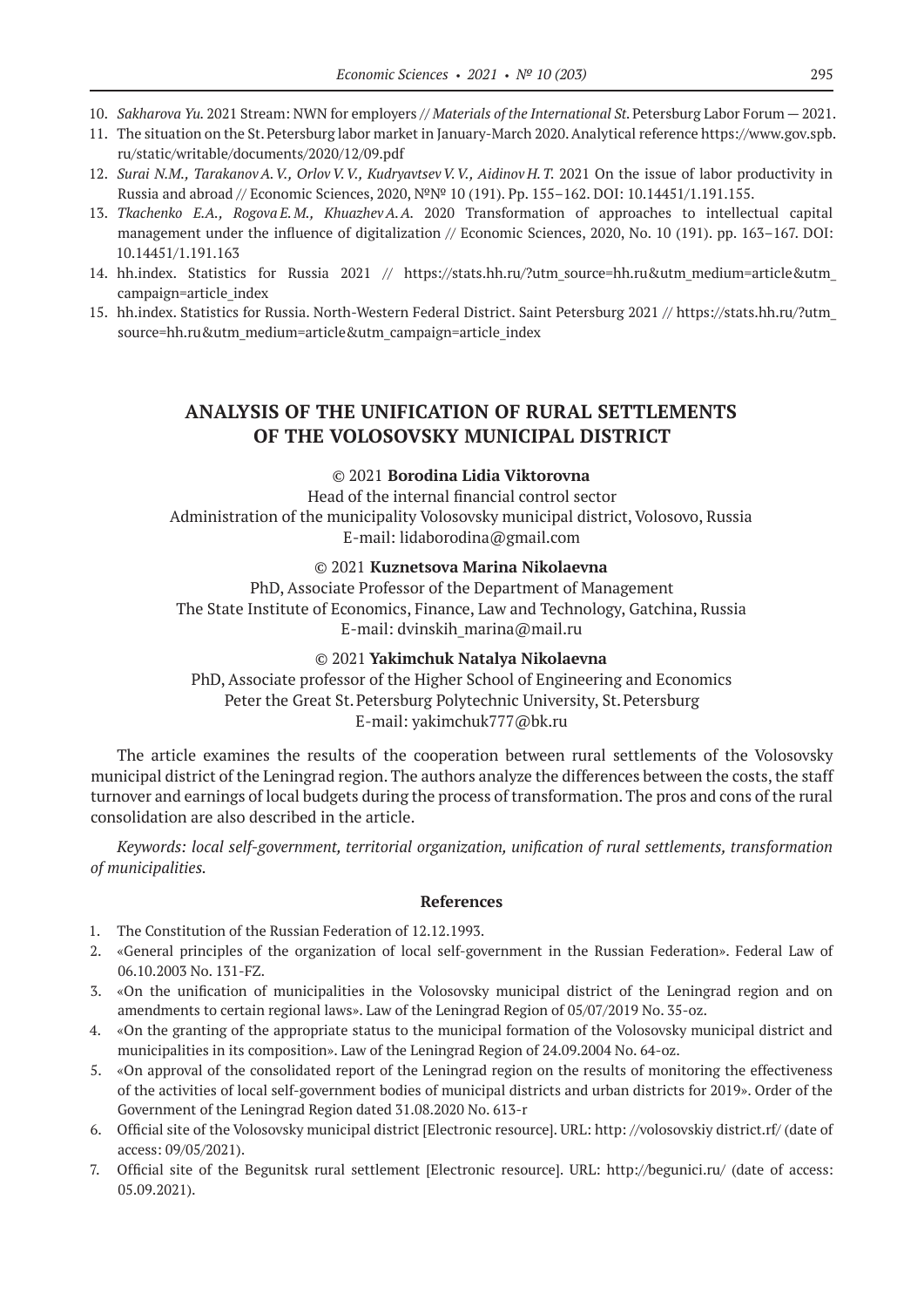10. *Sakharova Yu.* 2021 Stream: NWN for employers // *Materials of the International St.* Petersburg Labor Forum — 2021.
11. The situation on the St. Petersburg labor market in January-March 2020. Analytical reference https://www.gov.spb.ru/static/writable/documents/2020/12/09.pdf
12. *Surai N.M., Tarakanov A. V., Orlov V. V., Kudryavtsev V. V., Aidinov H. T.* 2021 On the issue of labor productivity in Russia and abroad // Economic Sciences, 2020, №№ 10 (191). Pp. 155–162. DOI: 10.14451/1.191.155.
13. *Tkachenko E.A., Rogova E. M., Khuazhev A. A.* 2020 Transformation of approaches to intellectual capital management under the influence of digitalization // Economic Sciences, 2020, No. 10 (191). pp. 163–167. DOI: 10.14451/1.191.163
14. hh.index. Statistics for Russia 2021 // https://stats.hh.ru/?utm_source=hh.ru&utm_medium=article&utm_campaign=article_index
15. hh.index. Statistics for Russia. North-Western Federal District. Saint Petersburg 2021 // https://stats.hh.ru/?utm_source=hh.ru&utm_medium=article&utm_campaign=article_index

## ANALYSIS OF THE UNIFICATION OF RURAL SETTLEMENTS OF THE VOLOSOVSKY MUNICIPAL DISTRICT

© 2021 **Borodina Lidia Viktorovna**
Head of the internal financial control sector
Administration of the municipality Volosovsky municipal district, Volosovo, Russia
E-mail: lidaborodina@gmail.com

© 2021 **Kuznetsova Marina Nikolaevna**
PhD, Associate Professor of the Department of Management
The State Institute of Economics, Finance, Law and Technology, Gatchina, Russia
E-mail: dvinskih_marina@mail.ru

© 2021 **Yakimchuk Natalya Nikolaevna**
PhD, Associate professor of the Higher School of Engineering and Economics
Peter the Great St. Petersburg Polytechnic University, St. Petersburg
E-mail: yakimchuk777@bk.ru

The article examines the results of the cooperation between rural settlements of the Volosovsky municipal district of the Leningrad region. The authors analyze the differences between the costs, the staff turnover and earnings of local budgets during the process of transformation. The pros and cons of the rural consolidation are also described in the article.

*Keywords: local self-government, territorial organization, unification of rural settlements, transformation of municipalities.*

### References

1. The Constitution of the Russian Federation of 12.12.1993.
2. «General principles of the organization of local self-government in the Russian Federation». Federal Law of 06.10.2003 No. 131-FZ.
3. «On the unification of municipalities in the Volosovsky municipal district of the Leningrad region and on amendments to certain regional laws». Law of the Leningrad Region of 05/07/2019 No. 35-oz.
4. «On the granting of the appropriate status to the municipal formation of the Volosovsky municipal district and municipalities in its composition». Law of the Leningrad Region of 24.09.2004 No. 64-oz.
5. «On approval of the consolidated report of the Leningrad region on the results of monitoring the effectiveness of the activities of local self-government bodies of municipal districts and urban districts for 2019». Order of the Government of the Leningrad Region dated 31.08.2020 No. 613-r
6. Official site of the Volosovsky municipal district [Electronic resource]. URL: http: //volosovskiy district.rf/ (date of access: 09/05/2021).
7. Official site of the Begunitsk rural settlement [Electronic resource]. URL: http://begunici.ru/ (date of access: 05.09.2021).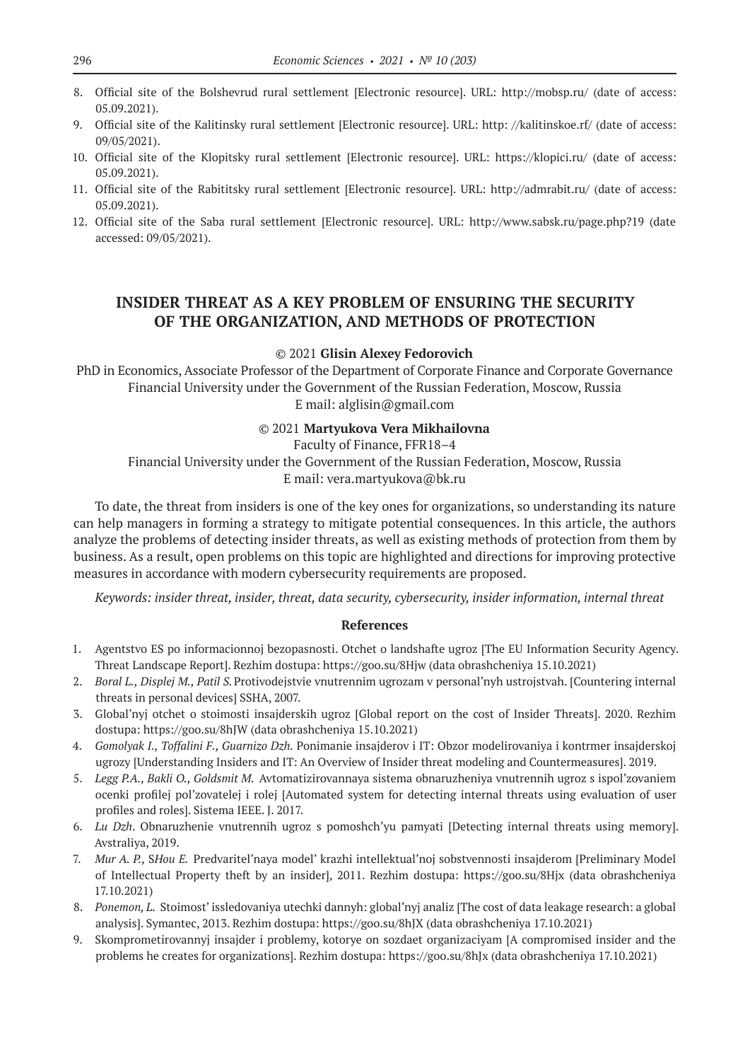8. Official site of the Bolshevrud rural settlement [Electronic resource]. URL: http://mobsp.ru/ (date of access: 05.09.2021).
9. Official site of the Kalitinsky rural settlement [Electronic resource]. URL: http: //kalitinskoe.rf/ (date of access: 09/05/2021).
10. Official site of the Klopitsky rural settlement [Electronic resource]. URL: https://klopici.ru/ (date of access: 05.09.2021).
11. Official site of the Rabititsky rural settlement [Electronic resource]. URL: http://admrabit.ru/ (date of access: 05.09.2021).
12. Official site of the Saba rural settlement [Electronic resource]. URL: http://www.sabsk.ru/page.php?19 (date accessed: 09/05/2021).

## INSIDER THREAT AS A KEY PROBLEM OF ENSURING THE SECURITY OF THE ORGANIZATION, AND METHODS OF PROTECTION

© 2021 **Glisin Alexey Fedorovich**

PhD in Economics, Associate Professor of the Department of Corporate Finance and Corporate Governance
Financial University under the Government of the Russian Federation, Moscow, Russia
E mail: alglisin@gmail.com

© 2021 **Martyukova Vera Mikhailovna**

Faculty of Finance, FFR18–4
Financial University under the Government of the Russian Federation, Moscow, Russia
E mail: vera.martyukova@bk.ru

To date, the threat from insiders is one of the key ones for organizations, so understanding its nature can help managers in forming a strategy to mitigate potential consequences. In this article, the authors analyze the problems of detecting insider threats, as well as existing methods of protection from them by business. As a result, open problems on this topic are highlighted and directions for improving protective measures in accordance with modern cybersecurity requirements are proposed.

*Keywords: insider threat, insider, threat, data security, cybersecurity, insider information, internal threat*

### References

1. Agentstvo ES po informacionnoj bezopasnosti. Otchet o landshafte ugroz [The EU Information Security Agency. Threat Landscape Report]. Rezhim dostupa: https://goo.su/8Hjw (data obrashcheniya 15.10.2021)
2. *Boral L., Displej M., Patil S.* Protivodejstvie vnutrennim ugrozam v personal'nyh ustrojstvah. [Countering internal threats in personal devices] SSHA, 2007.
3. Global'nyj otchet o stoimosti insajderskih ugroz [Global report on the cost of Insider Threats]. 2020. Rezhim dostupa: https://goo.su/8hJW (data obrashcheniya 15.10.2021)
4. *Gomolyak I., Toffalini F., Guarnizo Dzh.* Ponimanie insajderov i IT: Obzor modelirovaniya i kontrmer insajderskoj ugrozy [Understanding Insiders and IT: An Overview of Insider threat modeling and Countermeasures]. 2019.
5. *Legg P.A., Bakli O., Goldsmit M.* Avtomatizirovannaya sistema obnaruzheniya vnutrennih ugroz s ispol'zovaniem ocenki profilej pol'zovatelej i rolej [Automated system for detecting internal threats using evaluation of user profiles and roles]. Sistema IEEE. J. 2017.
6. *Lu Dzh*. Obnaruzhenie vnutrennih ugroz s pomoshch'yu pamyati [Detecting internal threats using memory]. Avstraliya, 2019.
7. *Mur A. P., SHou E.* Predvaritel'naya model' krazhi intellektual'noj sobstvennosti insajderom [Preliminary Model of Intellectual Property theft by an insider], 2011. Rezhim dostupa: https://goo.su/8Hjx (data obrashcheniya 17.10.2021)
8. *Ponemon, L.* Stoimost' issledovaniya utechki dannyh: global'nyj analiz [The cost of data leakage research: a global analysis]. Symantec, 2013. Rezhim dostupa: https://goo.su/8hJX (data obrashcheniya 17.10.2021)
9. Skomprometirovannyj insajder i problemy, kotorye on sozdaet organizaciyam [A compromised insider and the problems he creates for organizations]. Rezhim dostupa: https://goo.su/8hJx (data obrashcheniya 17.10.2021)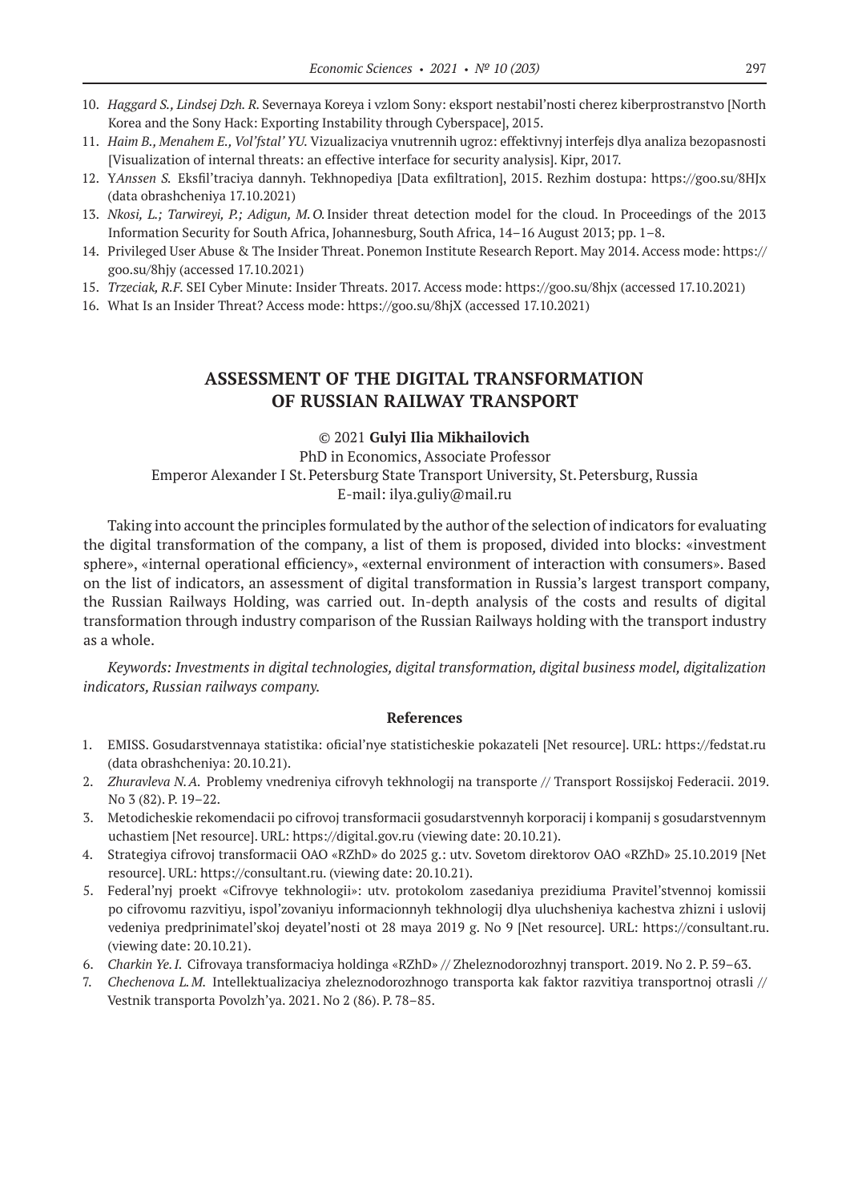10. *Haggard S., Lindsej Dzh. R.* Severnaya Koreya i vzlom Sony: eksport nestabil'nosti cherez kiberprostranstvo [North Korea and the Sony Hack: Exporting Instability through Cyberspace], 2015.
11. *Haim B., Menahem E., Vol'fstal' YU.* Vizualizaciya vnutrennih ugroz: effektivnyj interfejs dlya analiza bezopasnosti [Visualization of internal threats: an effective interface for security analysis]. Kipr, 2017.
12. Y*Anssen S.* Eksfil'traciya dannyh. Tekhnopediya [Data exfiltration], 2015. Rezhim dostupa: https://goo.su/8HJx (data obrashcheniya 17.10.2021)
13. *Nkosi, L.; Tarwireyi, P.; Adigun, M.O.* Insider threat detection model for the cloud. In Proceedings of the 2013 Information Security for South Africa, Johannesburg, South Africa, 14–16 August 2013; pp. 1–8.
14. Privileged User Abuse & The Insider Threat. Ponemon Institute Research Report. May 2014. Access mode: https://goo.su/8hjy (accessed 17.10.2021)
15. *Trzeciak, R.F.* SEI Cyber Minute: Insider Threats. 2017. Access mode: https://goo.su/8hjx (accessed 17.10.2021)
16. What Is an Insider Threat? Access mode: https://goo.su/8hjX (accessed 17.10.2021)

# ASSESSMENT OF THE DIGITAL TRANSFORMATION OF RUSSIAN RAILWAY TRANSPORT

© 2021 **Gulyi Ilia Mikhailovich**

PhD in Economics, Associate Professor
Emperor Alexander I St. Petersburg State Transport University, St. Petersburg, Russia
E-mail: ilya.guliy@mail.ru

Taking into account the principles formulated by the author of the selection of indicators for evaluating the digital transformation of the company, a list of them is proposed, divided into blocks: «investment sphere», «internal operational efficiency», «external environment of interaction with consumers». Based on the list of indicators, an assessment of digital transformation in Russia's largest transport company, the Russian Railways Holding, was carried out. In-depth analysis of the costs and results of digital transformation through industry comparison of the Russian Railways holding with the transport industry as a whole.

*Keywords: Investments in digital technologies, digital transformation, digital business model, digitalization indicators, Russian railways company.*

### References

1. EMISS. Gosudarstvennaya statistika: oficial'nye statisticheskie pokazateli [Net resource]. URL: https://fedstat.ru (data obrashcheniya: 20.10.21).
2. *Zhuravleva N.A.* Problemy vnedreniya cifrovyh tekhnologij na transporte // Transport Rossijskoj Federacii. 2019. No 3 (82). P. 19–22.
3. Metodicheskie rekomendacii po cifrovoj transformacii gosudarstvennyh korporacij i kompanij s gosudarstvennym uchastiem [Net resource]. URL: https://digital.gov.ru (viewing date: 20.10.21).
4. Strategiya cifrovoj transformacii OAO «RZhD» do 2025 g.: utv. Sovetom direktorov OAO «RZhD» 25.10.2019 [Net resource]. URL: https://consultant.ru. (viewing date: 20.10.21).
5. Federal'nyj proekt «Cifrovye tekhnologii»: utv. protokolom zasedaniya prezidiuma Pravitel'stvennoj komissii po cifrovomu razvitiyu, ispol'zovaniyu informacionnyh tekhnologij dlya uluchsheniya kachestva zhizni i uslovij vedeniya predprinimatel'skoj deyatel'nosti ot 28 maya 2019 g. No 9 [Net resource]. URL: https://consultant.ru. (viewing date: 20.10.21).
6. *Charkin Ye.I.* Cifrovaya transformaciya holdinga «RZhD» // Zheleznodorozhnyj transport. 2019. No 2. P. 59–63.
7. *Chechenova L.M.* Intellektualizaciya zheleznodorozhnogo transporta kak faktor razvitiya transportnoj otrasli // Vestnik transporta Povolzh'ya. 2021. No 2 (86). P. 78–85.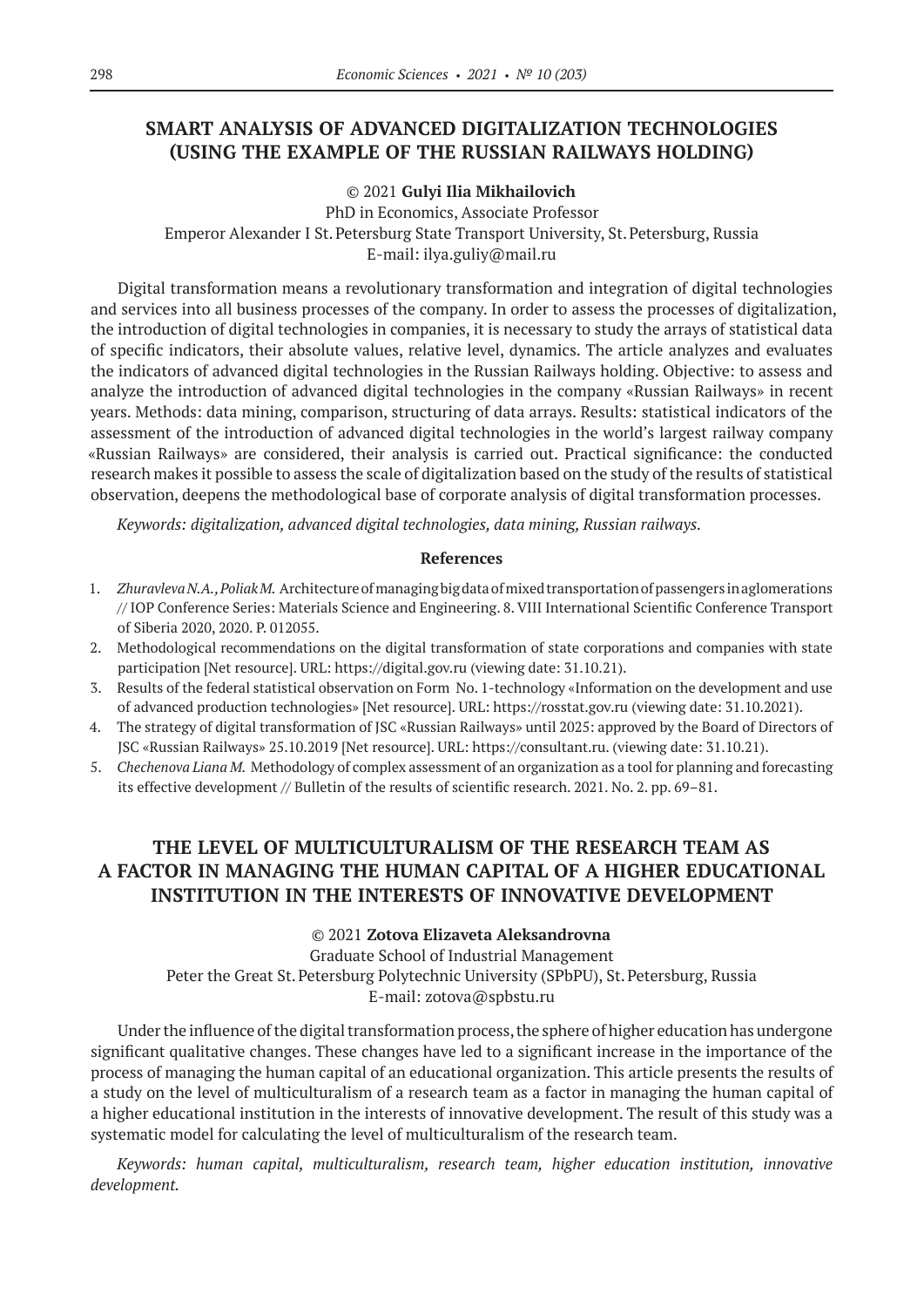## SMART ANALYSIS OF ADVANCED DIGITALIZATION TECHNOLOGIES (USING THE EXAMPLE OF THE RUSSIAN RAILWAYS HOLDING)

© 2021 **Gulyi Ilia Mikhailovich**
PhD in Economics, Associate Professor
Emperor Alexander I St. Petersburg State Transport University, St. Petersburg, Russia
E-mail: ilya.guliy@mail.ru

Digital transformation means a revolutionary transformation and integration of digital technologies and services into all business processes of the company. In order to assess the processes of digitalization, the introduction of digital technologies in companies, it is necessary to study the arrays of statistical data of specific indicators, their absolute values, relative level, dynamics. The article analyzes and evaluates the indicators of advanced digital technologies in the Russian Railways holding. Objective: to assess and analyze the introduction of advanced digital technologies in the company «Russian Railways» in recent years. Methods: data mining, comparison, structuring of data arrays. Results: statistical indicators of the assessment of the introduction of advanced digital technologies in the world's largest railway company «Russian Railways» are considered, their analysis is carried out. Practical significance: the conducted research makes it possible to assess the scale of digitalization based on the study of the results of statistical observation, deepens the methodological base of corporate analysis of digital transformation processes.

*Keywords: digitalization, advanced digital technologies, data mining, Russian railways.*

### References

1. *Zhuravleva N.A., Poliak M.* Architecture of managing big data of mixed transportation of passengers in aglomerations // IOP Conference Series: Materials Science and Engineering. 8. VIII International Scientific Conference Transport of Siberia 2020, 2020. P. 012055.
2. Methodological recommendations on the digital transformation of state corporations and companies with state participation [Net resource]. URL: https://digital.gov.ru (viewing date: 31.10.21).
3. Results of the federal statistical observation on Form No. 1-technology «Information on the development and use of advanced production technologies» [Net resource]. URL: https://rosstat.gov.ru (viewing date: 31.10.2021).
4. The strategy of digital transformation of JSC «Russian Railways» until 2025: approved by the Board of Directors of JSC «Russian Railways» 25.10.2019 [Net resource]. URL: https://consultant.ru. (viewing date: 31.10.21).
5. *Chechenova Liana M.* Methodology of complex assessment of an organization as a tool for planning and forecasting its effective development // Bulletin of the results of scientific research. 2021. No. 2. pp. 69–81.

## THE LEVEL OF MULTICULTURALISM OF THE RESEARCH TEAM AS A FACTOR IN MANAGING THE HUMAN CAPITAL OF A HIGHER EDUCATIONAL INSTITUTION IN THE INTERESTS OF INNOVATIVE DEVELOPMENT

© 2021 **Zotova Elizaveta Aleksandrovna**
Graduate School of Industrial Management
Peter the Great St. Petersburg Polytechnic University (SPbPU), St. Petersburg, Russia
E-mail: zotova@spbstu.ru

Under the influence of the digital transformation process, the sphere of higher education has undergone significant qualitative changes. These changes have led to a significant increase in the importance of the process of managing the human capital of an educational organization. This article presents the results of a study on the level of multiculturalism of a research team as a factor in managing the human capital of a higher educational institution in the interests of innovative development. The result of this study was a systematic model for calculating the level of multiculturalism of the research team.

*Keywords: human capital, multiculturalism, research team, higher education institution, innovative development.*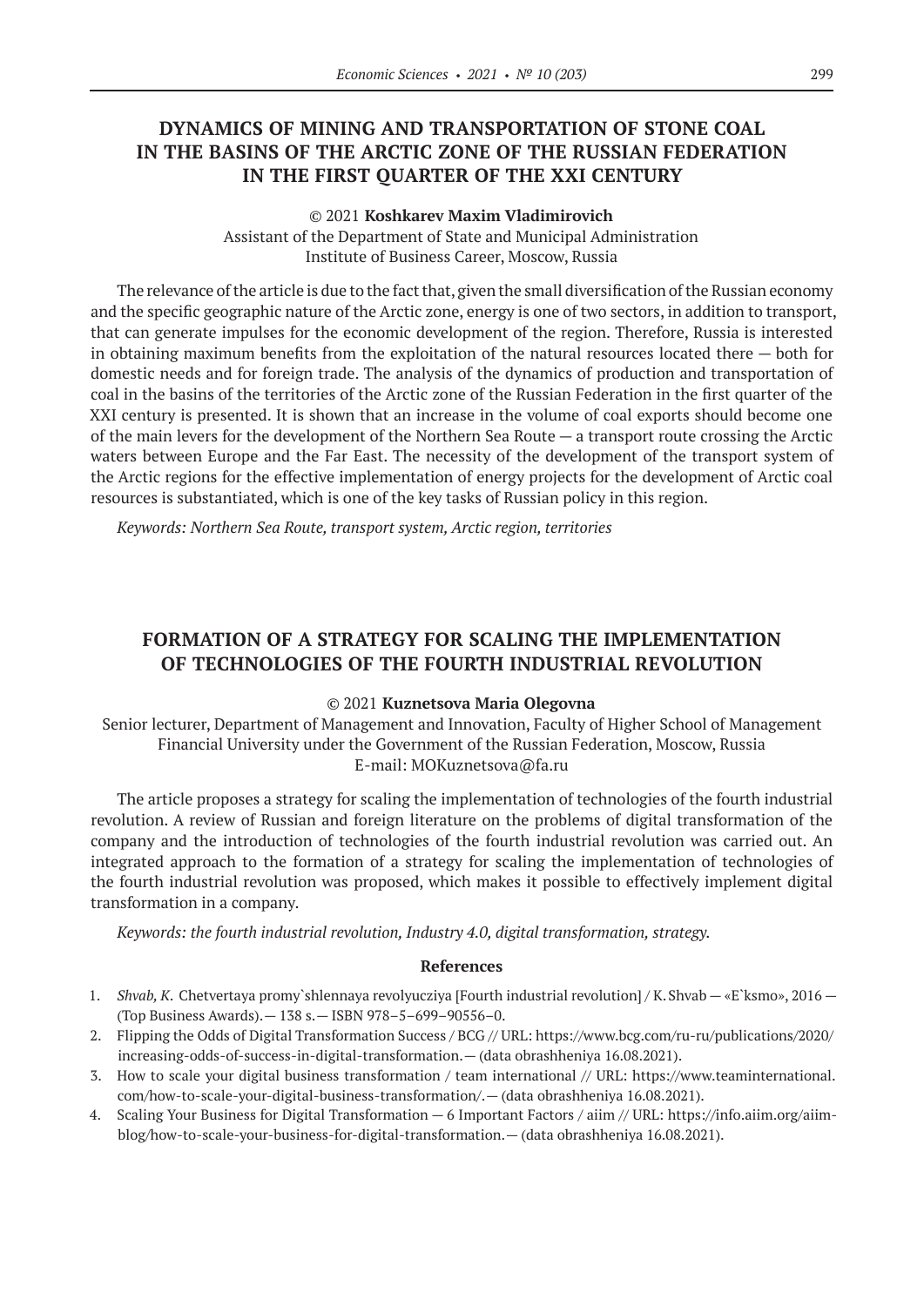## DYNAMICS OF MINING AND TRANSPORTATION OF STONE COAL IN THE BASINS OF THE ARCTIC ZONE OF THE RUSSIAN FEDERATION IN THE FIRST QUARTER OF THE XXI CENTURY

© 2021 **Koshkarev Maxim Vladimirovich**
Assistant of the Department of State and Municipal Administration
Institute of Business Career, Moscow, Russia

The relevance of the article is due to the fact that, given the small diversification of the Russian economy and the specific geographic nature of the Arctic zone, energy is one of two sectors, in addition to transport, that can generate impulses for the economic development of the region. Therefore, Russia is interested in obtaining maximum benefits from the exploitation of the natural resources located there — both for domestic needs and for foreign trade. The analysis of the dynamics of production and transportation of coal in the basins of the territories of the Arctic zone of the Russian Federation in the first quarter of the XXI century is presented. It is shown that an increase in the volume of coal exports should become one of the main levers for the development of the Northern Sea Route — a transport route crossing the Arctic waters between Europe and the Far East. The necessity of the development of the transport system of the Arctic regions for the effective implementation of energy projects for the development of Arctic coal resources is substantiated, which is one of the key tasks of Russian policy in this region.

*Keywords: Northern Sea Route, transport system, Arctic region, territories*

## FORMATION OF A STRATEGY FOR SCALING THE IMPLEMENTATION OF TECHNOLOGIES OF THE FOURTH INDUSTRIAL REVOLUTION

© 2021 **Kuznetsova Maria Olegovna**
Senior lecturer, Department of Management and Innovation, Faculty of Higher School of Management
Financial University under the Government of the Russian Federation, Moscow, Russia
E-mail: MOKuznetsova@fa.ru

The article proposes a strategy for scaling the implementation of technologies of the fourth industrial revolution. A review of Russian and foreign literature on the problems of digital transformation of the company and the introduction of technologies of the fourth industrial revolution was carried out. An integrated approach to the formation of a strategy for scaling the implementation of technologies of the fourth industrial revolution was proposed, which makes it possible to effectively implement digital transformation in a company.

*Keywords: the fourth industrial revolution, Industry 4.0, digital transformation, strategy.*

### References

1. *Shvab, K.* Chetvertaya promy`shlennaya revolyucziya [Fourth industrial revolution] / K. Shvab — «E`ksmo», 2016 — (Top Business Awards). — 138 s. — ISBN 978–5–699–90556–0.
2. Flipping the Odds of Digital Transformation Success / BCG // URL: https://www.bcg.com/ru-ru/publications/2020/increasing-odds-of-success-in-digital-transformation. — (data obrashheniya 16.08.2021).
3. How to scale your digital business transformation / team international // URL: https://www.teaminternational.com/how-to-scale-your-digital-business-transformation/. — (data obrashheniya 16.08.2021).
4. Scaling Your Business for Digital Transformation — 6 Important Factors / aiim // URL: https://info.aiim.org/aiim-blog/how-to-scale-your-business-for-digital-transformation. — (data obrashheniya 16.08.2021).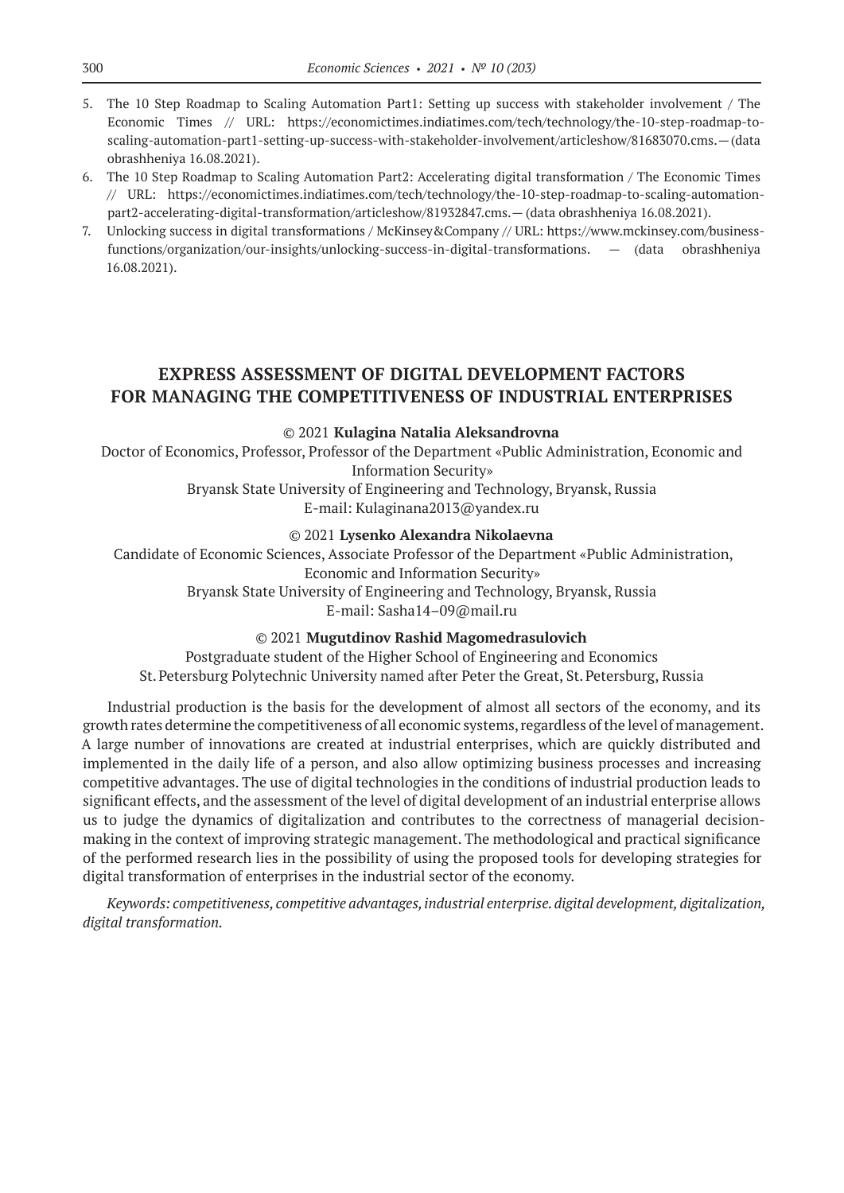5. The 10 Step Roadmap to Scaling Automation Part1: Setting up success with stakeholder involvement / The Economic Times // URL: https://economictimes.indiatimes.com/tech/technology/the-10-step-roadmap-to-scaling-automation-part1-setting-up-success-with-stakeholder-involvement/articleshow/81683070.cms.— (data obrashheniya 16.08.2021).
6. The 10 Step Roadmap to Scaling Automation Part2: Accelerating digital transformation / The Economic Times // URL: https://economictimes.indiatimes.com/tech/technology/the-10-step-roadmap-to-scaling-automation-part2-accelerating-digital-transformation/articleshow/81932847.cms.— (data obrashheniya 16.08.2021).
7. Unlocking success in digital transformations / McKinsey&Company // URL: https://www.mckinsey.com/business-functions/organization/our-insights/unlocking-success-in-digital-transformations. — (data obrashheniya 16.08.2021).

## EXPRESS ASSESSMENT OF DIGITAL DEVELOPMENT FACTORS FOR MANAGING THE COMPETITIVENESS OF INDUSTRIAL ENTERPRISES

© 2021 **Kulagina Natalia Aleksandrovna**

Doctor of Economics, Professor, Professor of the Department «Public Administration, Economic and Information Security»
Bryansk State University of Engineering and Technology, Bryansk, Russia
E-mail: Kulaginana2013@yandex.ru

© 2021 **Lysenko Alexandra Nikolaevna**

Candidate of Economic Sciences, Associate Professor of the Department «Public Administration, Economic and Information Security»
Bryansk State University of Engineering and Technology, Bryansk, Russia
E-mail: Sasha14–09@mail.ru

© 2021 **Mugutdinov Rashid Magomedrasulovich**

Postgraduate student of the Higher School of Engineering and Economics
St. Petersburg Polytechnic University named after Peter the Great, St. Petersburg, Russia

Industrial production is the basis for the development of almost all sectors of the economy, and its growth rates determine the competitiveness of all economic systems, regardless of the level of management. A large number of innovations are created at industrial enterprises, which are quickly distributed and implemented in the daily life of a person, and also allow optimizing business processes and increasing competitive advantages. The use of digital technologies in the conditions of industrial production leads to significant effects, and the assessment of the level of digital development of an industrial enterprise allows us to judge the dynamics of digitalization and contributes to the correctness of managerial decision-making in the context of improving strategic management. The methodological and practical significance of the performed research lies in the possibility of using the proposed tools for developing strategies for digital transformation of enterprises in the industrial sector of the economy.

*Keywords: competitiveness, competitive advantages, industrial enterprise. digital development, digitalization, digital transformation.*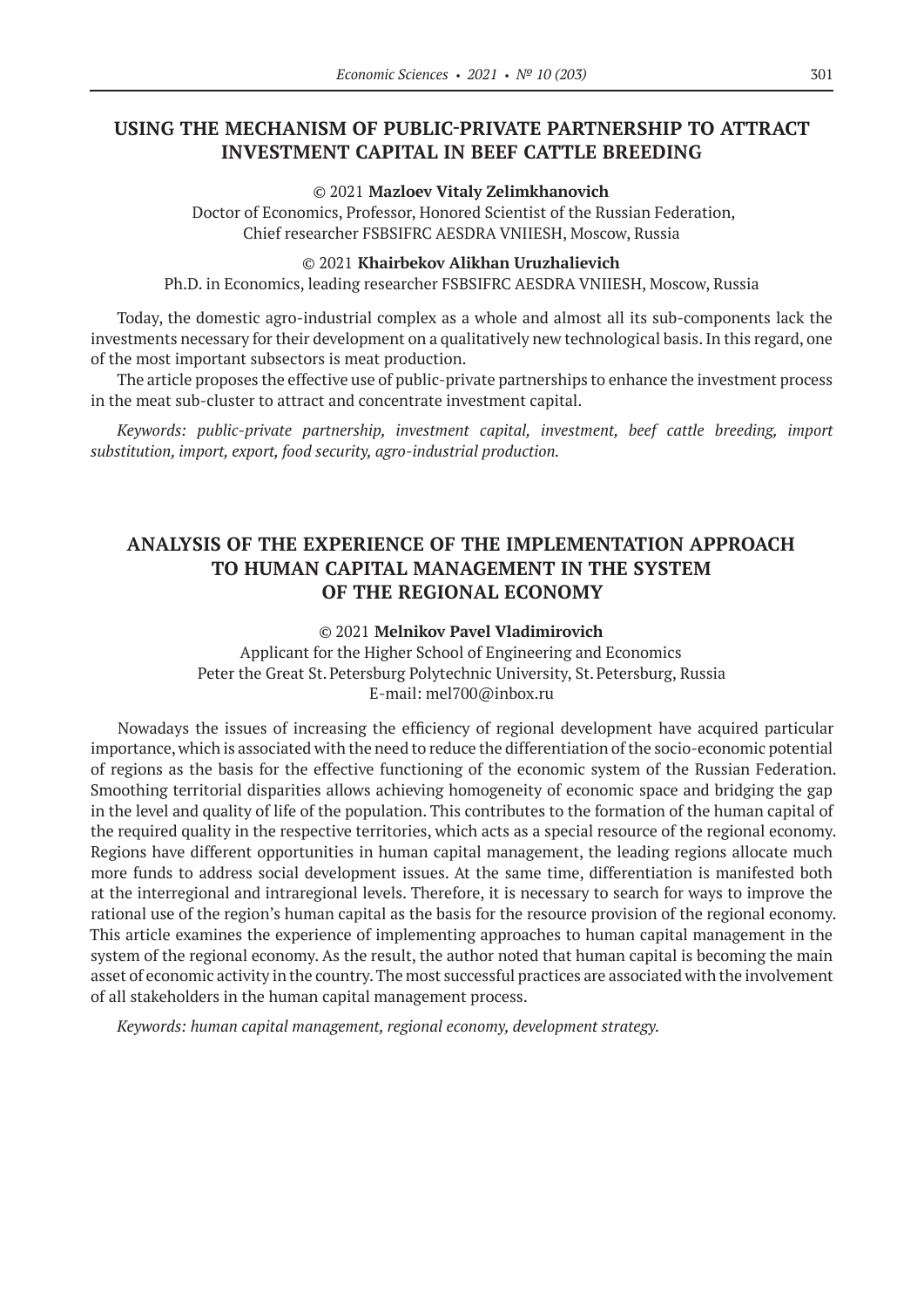## USING THE MECHANISM OF PUBLIC-PRIVATE PARTNERSHIP TO ATTRACT INVESTMENT CAPITAL IN BEEF CATTLE BREEDING

© 2021 **Mazloev Vitaly Zelimkhanovich**

Doctor of Economics, Professor, Honored Scientist of the Russian Federation,
Chief researcher FSBSIFRC AESDRA VNIIESH, Moscow, Russia

© 2021 **Khairbekov Alikhan Uruzhalievich**

Ph.D. in Economics, leading researcher FSBSIFRC AESDRA VNIIESH, Moscow, Russia

Today, the domestic agro-industrial complex as a whole and almost all its sub-components lack the investments necessary for their development on a qualitatively new technological basis. In this regard, one of the most important subsectors is meat production.

The article proposes the effective use of public-private partnerships to enhance the investment process in the meat sub-cluster to attract and concentrate investment capital.

*Keywords: public-private partnership, investment capital, investment, beef cattle breeding, import substitution, import, export, food security, agro-industrial production.*

## ANALYSIS OF THE EXPERIENCE OF THE IMPLEMENTATION APPROACH TO HUMAN CAPITAL MANAGEMENT IN THE SYSTEM OF THE REGIONAL ECONOMY

© 2021 **Melnikov Pavel Vladimirovich**

Applicant for the Higher School of Engineering and Economics
Peter the Great St. Petersburg Polytechnic University, St. Petersburg, Russia
E-mail: mel700@inbox.ru

Nowadays the issues of increasing the efficiency of regional development have acquired particular importance, which is associated with the need to reduce the differentiation of the socio-economic potential of regions as the basis for the effective functioning of the economic system of the Russian Federation. Smoothing territorial disparities allows achieving homogeneity of economic space and bridging the gap in the level and quality of life of the population. This contributes to the formation of the human capital of the required quality in the respective territories, which acts as a special resource of the regional economy. Regions have different opportunities in human capital management, the leading regions allocate much more funds to address social development issues. At the same time, differentiation is manifested both at the interregional and intraregional levels. Therefore, it is necessary to search for ways to improve the rational use of the region's human capital as the basis for the resource provision of the regional economy. This article examines the experience of implementing approaches to human capital management in the system of the regional economy. As the result, the author noted that human capital is becoming the main asset of economic activity in the country. The most successful practices are associated with the involvement of all stakeholders in the human capital management process.

*Keywords: human capital management, regional economy, development strategy.*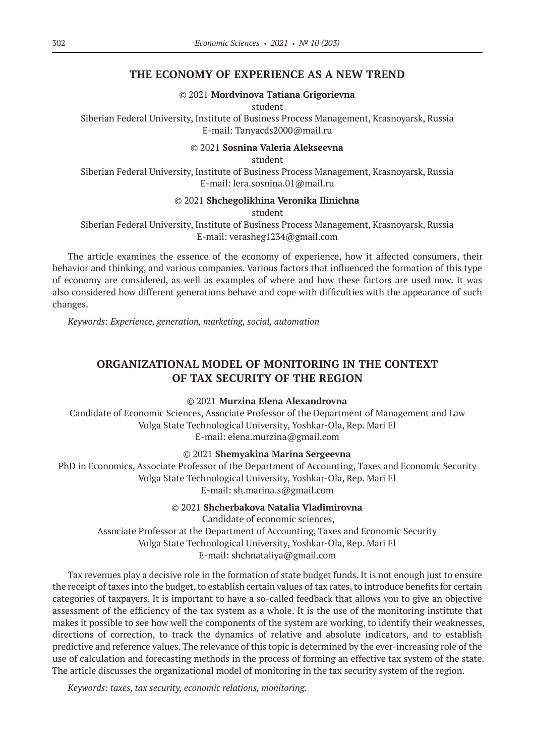## THE ECONOMY OF EXPERIENCE AS A NEW TREND

© 2021 **Mordvinova Tatiana Grigorievna**
student
Siberian Federal University, Institute of Business Process Management, Krasnoyarsk, Russia
E-mail: Tanyacds2000@mail.ru

© 2021 **Sosnina Valeria Alekseevna**
student
Siberian Federal University, Institute of Business Process Management, Krasnoyarsk, Russia
E-mail: lera.sosnina.01@mail.ru

© 2021 **Shchegolikhina Veronika Ilinichna**
student
Siberian Federal University, Institute of Business Process Management, Krasnoyarsk, Russia
E-mail: verasheg1234@gmail.com

The article examines the essence of the economy of experience, how it affected consumers, their behavior and thinking, and various companies. Various factors that influenced the formation of this type of economy are considered, as well as examples of where and how these factors are used now. It was also considered how different generations behave and cope with difficulties with the appearance of such changes.

*Keywords: Experience, generation, marketing, social, automation*

## ORGANIZATIONAL MODEL OF MONITORING IN THE CONTEXT OF TAX SECURITY OF THE REGION

© 2021 **Murzina Elena Alexandrovna**
Candidate of Economic Sciences, Associate Professor of the Department of Management and Law
Volga State Technological University, Yoshkar-Ola, Rep. Mari El
E-mail: elena.murzina@gmail.com

© 2021 **Shemyakina Marina Sergeevna**
PhD in Economics, Associate Professor of the Department of Accounting, Taxes and Economic Security
Volga State Technological University, Yoshkar-Ola, Rep. Mari El
E-mail: sh.marina.s@gmail.com

© 2021 **Shcherbakova Natalia Vladimirovna**
Candidate of economic sciences,
Associate Professor at the Department of Accounting, Taxes and Economic Security
Volga State Technological University, Yoshkar-Ola, Rep. Mari El
E-mail: shchnataliya@gmail.com

Tax revenues play a decisive role in the formation of state budget funds. It is not enough just to ensure the receipt of taxes into the budget, to establish certain values of tax rates, to introduce benefits for certain categories of taxpayers. It is important to have a so-called feedback that allows you to give an objective assessment of the efficiency of the tax system as a whole. It is the use of the monitoring institute that makes it possible to see how well the components of the system are working, to identify their weaknesses, directions of correction, to track the dynamics of relative and absolute indicators, and to establish predictive and reference values. The relevance of this topic is determined by the ever-increasing role of the use of calculation and forecasting methods in the process of forming an effective tax system of the state. The article discusses the organizational model of monitoring in the tax security system of the region.

*Keywords: taxes, tax security, economic relations, monitoring.*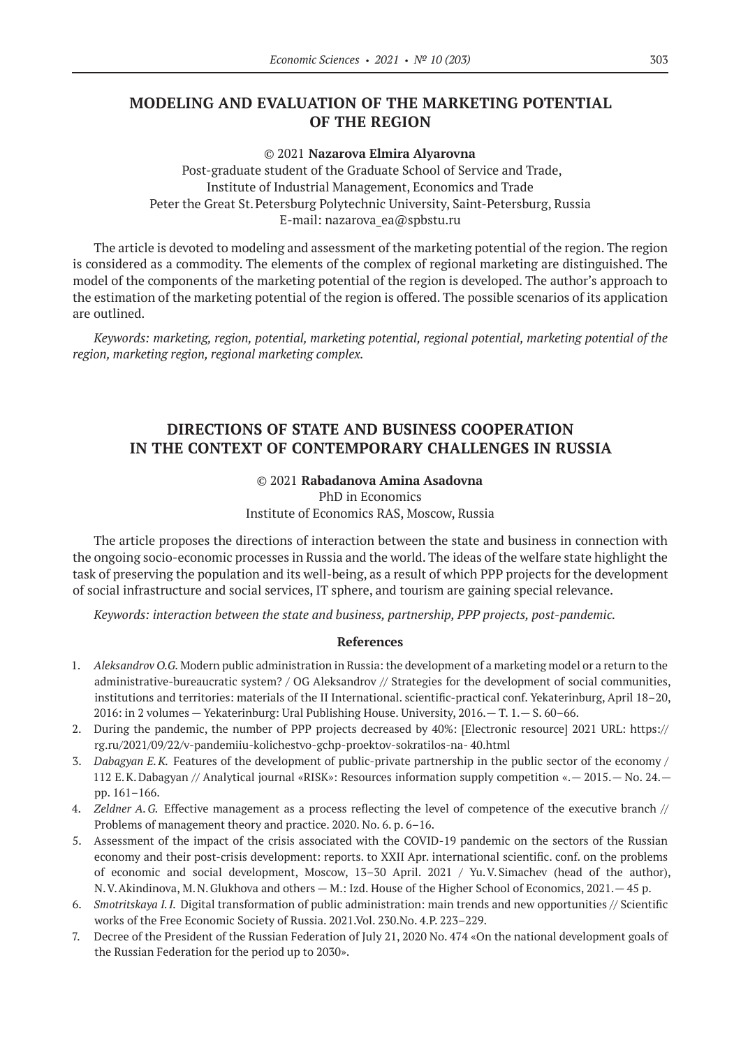## MODELING AND EVALUATION OF THE MARKETING POTENTIAL OF THE REGION

© 2021 **Nazarova Elmira Alyarovna**
Post-graduate student of the Graduate School of Service and Trade,
Institute of Industrial Management, Economics and Trade
Peter the Great St. Petersburg Polytechnic University, Saint-Petersburg, Russia
E-mail: nazarova_ea@spbstu.ru

The article is devoted to modeling and assessment of the marketing potential of the region. The region is considered as a commodity. The elements of the complex of regional marketing are distinguished. The model of the components of the marketing potential of the region is developed. The author's approach to the estimation of the marketing potential of the region is offered. The possible scenarios of its application are outlined.

*Keywords: marketing, region, potential, marketing potential, regional potential, marketing potential of the region, marketing region, regional marketing complex.*

## DIRECTIONS OF STATE AND BUSINESS COOPERATION IN THE CONTEXT OF CONTEMPORARY CHALLENGES IN RUSSIA

© 2021 **Rabadanova Amina Asadovna**
PhD in Economics
Institute of Economics RAS, Moscow, Russia

The article proposes the directions of interaction between the state and business in connection with the ongoing socio-economic processes in Russia and the world. The ideas of the welfare state highlight the task of preserving the population and its well-being, as a result of which PPP projects for the development of social infrastructure and social services, IT sphere, and tourism are gaining special relevance.

*Keywords: interaction between the state and business, partnership, PPP projects, post-pandemic.*

### References

1. *Aleksandrov O.G.* Modern public administration in Russia: the development of a marketing model or a return to the administrative-bureaucratic system? / OG Aleksandrov // Strategies for the development of social communities, institutions and territories: materials of the II International. scientific-practical conf. Yekaterinburg, April 18–20, 2016: in 2 volumes — Yekaterinburg: Ural Publishing House. University, 2016.— T. 1.— S. 60–66.
2. During the pandemic, the number of PPP projects decreased by 40%: [Electronic resource] 2021 URL: https://rg.ru/2021/09/22/v-pandemiiu-kolichestvo-gchp-proektov-sokratilos-na- 40.html
3. *Dabagyan E.K.* Features of the development of public-private partnership in the public sector of the economy / 112 E.K. Dabagyan // Analytical journal «RISK»: Resources information supply competition «.— 2015.— No. 24.— pp. 161–166.
4. *Zeldner A.G.* Effective management as a process reflecting the level of competence of the executive branch // Problems of management theory and practice. 2020. No. 6. p. 6–16.
5. Assessment of the impact of the crisis associated with the COVID-19 pandemic on the sectors of the Russian economy and their post-crisis development: reports. to XXII Apr. international scientific. conf. on the problems of economic and social development, Moscow, 13–30 April. 2021 / Yu.V. Simachev (head of the author), N.V. Akindinova, M.N. Glukhova and others — M.: Izd. House of the Higher School of Economics, 2021.— 45 p.
6. *Smotritskaya I.I.* Digital transformation of public administration: main trends and new opportunities // Scientific works of the Free Economic Society of Russia. 2021.Vol. 230.No. 4.P. 223–229.
7. Decree of the President of the Russian Federation of July 21, 2020 No. 474 «On the national development goals of the Russian Federation for the period up to 2030».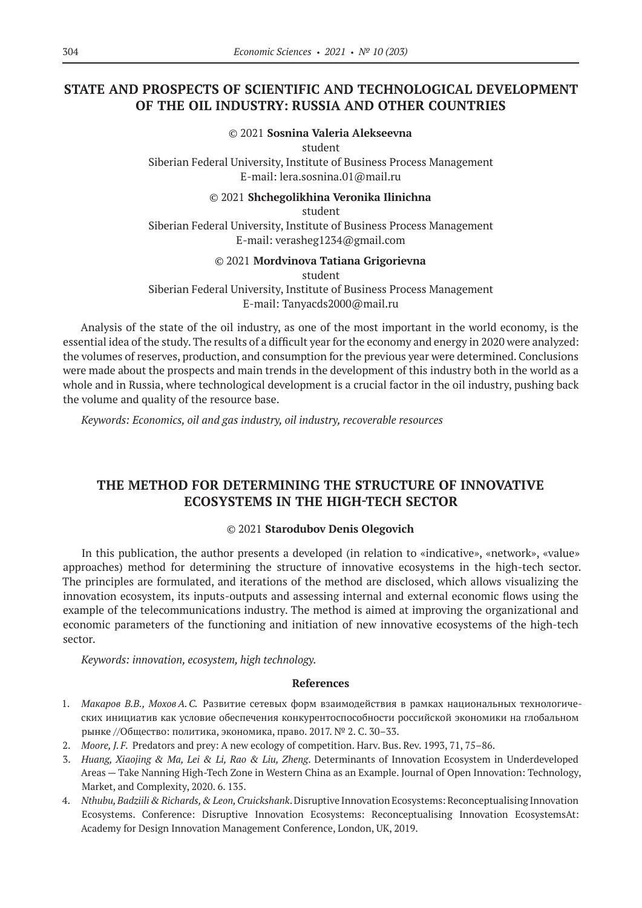## STATE AND PROSPECTS OF SCIENTIFIC AND TECHNOLOGICAL DEVELOPMENT OF THE OIL INDUSTRY: RUSSIA AND OTHER COUNTRIES

© 2021 **Sosnina Valeria Alekseevna**
student
Siberian Federal University, Institute of Business Process Management
E-mail: lera.sosnina.01@mail.ru

© 2021 **Shchegolikhina Veronika Ilinichna**
student
Siberian Federal University, Institute of Business Process Management
E-mail: verasheg1234@gmail.com

© 2021 **Mordvinova Tatiana Grigorievna**
student
Siberian Federal University, Institute of Business Process Management
E-mail: Tanyacds2000@mail.ru

Analysis of the state of the oil industry, as one of the most important in the world economy, is the essential idea of the study. The results of a difficult year for the economy and energy in 2020 were analyzed: the volumes of reserves, production, and consumption for the previous year were determined. Conclusions were made about the prospects and main trends in the development of this industry both in the world as a whole and in Russia, where technological development is a crucial factor in the oil industry, pushing back the volume and quality of the resource base.

*Keywords: Economics, oil and gas industry, oil industry, recoverable resources*

## THE METHOD FOR DETERMINING THE STRUCTURE OF INNOVATIVE ECOSYSTEMS IN THE HIGH-TECH SECTOR

© 2021 **Starodubov Denis Olegovich**

In this publication, the author presents a developed (in relation to «indicative», «network», «value» approaches) method for determining the structure of innovative ecosystems in the high-tech sector. The principles are formulated, and iterations of the method are disclosed, which allows visualizing the innovation ecosystem, its inputs-outputs and assessing internal and external economic flows using the example of the telecommunications industry. The method is aimed at improving the organizational and economic parameters of the functioning and initiation of new innovative ecosystems of the high-tech sector.

*Keywords: innovation, ecosystem, high technology.*

### References

1. *Макаров В.В., Мохов А.С.* Развитие сетевых форм взаимодействия в рамках национальных технологических инициатив как условие обеспечения конкурентоспособности российской экономики на глобальном рынке //Общество: политика, экономика, право. 2017. № 2. С. 30–33.
2. *Moore, J.F.* Predators and prey: A new ecology of competition. Harv. Bus. Rev. 1993, 71, 75–86.
3. *Huang, Xiaojing & Ma, Lei & Li, Rao & Liu, Zheng*. Determinants of Innovation Ecosystem in Underdeveloped Areas — Take Nanning High-Tech Zone in Western China as an Example. Journal of Open Innovation: Technology, Market, and Complexity, 2020. 6. 135.
4. *Nthubu, Badziili & Richards, & Leon, Cruickshank*. Disruptive Innovation Ecosystems: Reconceptualising Innovation Ecosystems. Conference: Disruptive Innovation Ecosystems: Reconceptualising Innovation EcosystemsAt: Academy for Design Innovation Management Conference, London, UK, 2019.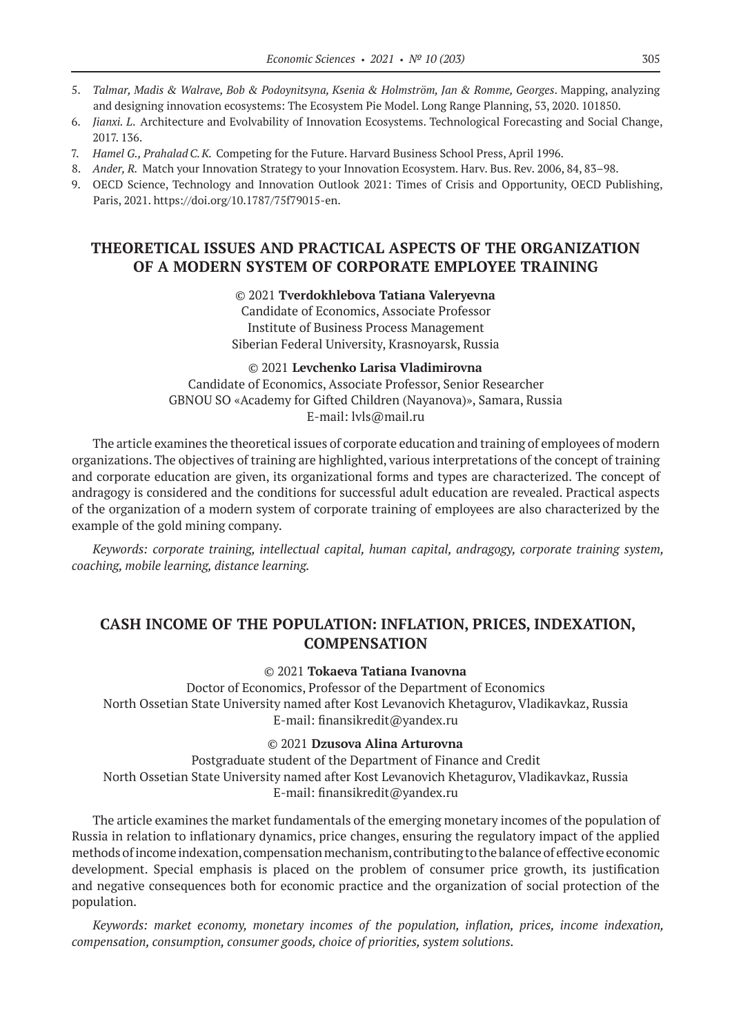5. *Talmar, Madis & Walrave, Bob & Podoynitsyna, Ksenia & Holmström, Jan & Romme, Georges*. Mapping, analyzing and designing innovation ecosystems: The Ecosystem Pie Model. Long Range Planning, 53, 2020. 101850.
6. *Jianxi. L*. Architecture and Evolvability of Innovation Ecosystems. Technological Forecasting and Social Change, 2017. 136.
7. *Hamel G., Prahalad C.K.* Competing for the Future. Harvard Business School Press, April 1996.
8. *Ander, R.* Match your Innovation Strategy to your Innovation Ecosystem. Harv. Bus. Rev. 2006, 84, 83–98.
9. OECD Science, Technology and Innovation Outlook 2021: Times of Crisis and Opportunity, OECD Publishing, Paris, 2021. https://doi.org/10.1787/75f79015-en.

## THEORETICAL ISSUES AND PRACTICAL ASPECTS OF THE ORGANIZATION OF A MODERN SYSTEM OF CORPORATE EMPLOYEE TRAINING

© 2021 **Tverdokhlebova Tatiana Valeryevna**
Candidate of Economics, Associate Professor
Institute of Business Process Management
Siberian Federal University, Krasnoyarsk, Russia

© 2021 **Levchenko Larisa Vladimirovna**
Candidate of Economics, Associate Professor, Senior Researcher
GBNOU SO «Academy for Gifted Children (Nayanova)», Samara, Russia
E-mail: lvls@mail.ru

The article examines the theoretical issues of corporate education and training of employees of modern organizations. The objectives of training are highlighted, various interpretations of the concept of training and corporate education are given, its organizational forms and types are characterized. The concept of andragogy is considered and the conditions for successful adult education are revealed. Practical aspects of the organization of a modern system of corporate training of employees are also characterized by the example of the gold mining company.

*Keywords: corporate training, intellectual capital, human capital, andragogy, corporate training system, coaching, mobile learning, distance learning.*

## CASH INCOME OF THE POPULATION: INFLATION, PRICES, INDEXATION, COMPENSATION

© 2021 **Tokaeva Tatiana Ivanovna**
Doctor of Economics, Professor of the Department of Economics
North Ossetian State University named after Kost Levanovich Khetagurov, Vladikavkaz, Russia
E-mail: finansikredit@yandex.ru

© 2021 **Dzusova Alina Arturovna**
Postgraduate student of the Department of Finance and Credit
North Ossetian State University named after Kost Levanovich Khetagurov, Vladikavkaz, Russia
E-mail: finansikredit@yandex.ru

The article examines the market fundamentals of the emerging monetary incomes of the population of Russia in relation to inflationary dynamics, price changes, ensuring the regulatory impact of the applied methods of income indexation, compensation mechanism, contributing to the balance of effective economic development. Special emphasis is placed on the problem of consumer price growth, its justification and negative consequences both for economic practice and the organization of social protection of the population.

*Keywords: market economy, monetary incomes of the population, inflation, prices, income indexation, compensation, consumption, consumer goods, choice of priorities, system solutions.*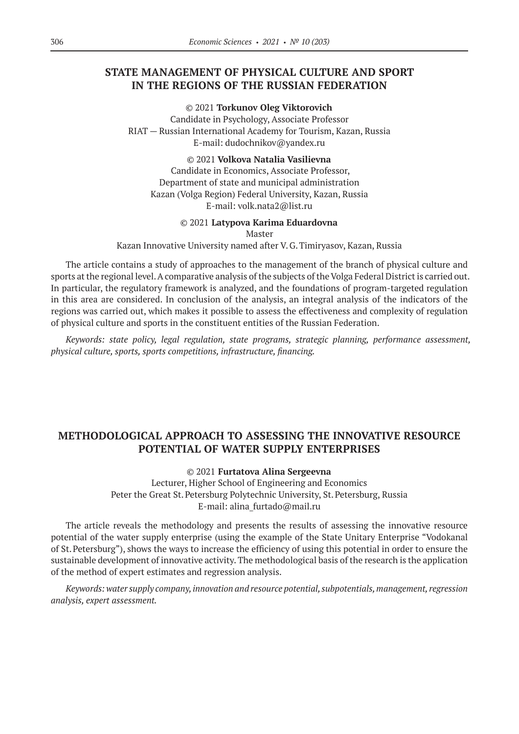## STATE MANAGEMENT OF PHYSICAL CULTURE AND SPORT IN THE REGIONS OF THE RUSSIAN FEDERATION

© 2021 **Torkunov Oleg Viktorovich**
Candidate in Psychology, Associate Professor
RIAT — Russian International Academy for Tourism, Kazan, Russia
E-mail: dudochnikov@yandex.ru

© 2021 **Volkova Natalia Vasilievna**
Candidate in Economics, Associate Professor,
Department of state and municipal administration
Kazan (Volga Region) Federal University, Kazan, Russia
E-mail: volk.nata2@list.ru

© 2021 **Latypova Karima Eduardovna**
Master
Kazan Innovative University named after V. G. Timiryasov, Kazan, Russia

The article contains a study of approaches to the management of the branch of physical culture and sports at the regional level. A comparative analysis of the subjects of the Volga Federal District is carried out. In particular, the regulatory framework is analyzed, and the foundations of program-targeted regulation in this area are considered. In conclusion of the analysis, an integral analysis of the indicators of the regions was carried out, which makes it possible to assess the effectiveness and complexity of regulation of physical culture and sports in the constituent entities of the Russian Federation.

*Keywords: state policy, legal regulation, state programs, strategic planning, performance assessment, physical culture, sports, sports competitions, infrastructure, financing.*

## METHODOLOGICAL APPROACH TO ASSESSING THE INNOVATIVE RESOURCE POTENTIAL OF WATER SUPPLY ENTERPRISES

© 2021 **Furtatova Alina Sergeevna**
Lecturer, Higher School of Engineering and Economics
Peter the Great St. Petersburg Polytechnic University, St. Petersburg, Russia
E-mail: alina_furtado@mail.ru

The article reveals the methodology and presents the results of assessing the innovative resource potential of the water supply enterprise (using the example of the State Unitary Enterprise "Vodokanal of St. Petersburg"), shows the ways to increase the efficiency of using this potential in order to ensure the sustainable development of innovative activity. The methodological basis of the research is the application of the method of expert estimates and regression analysis.

*Keywords: water supply company, innovation and resource potential, subpotentials, management, regression analysis, expert assessment.*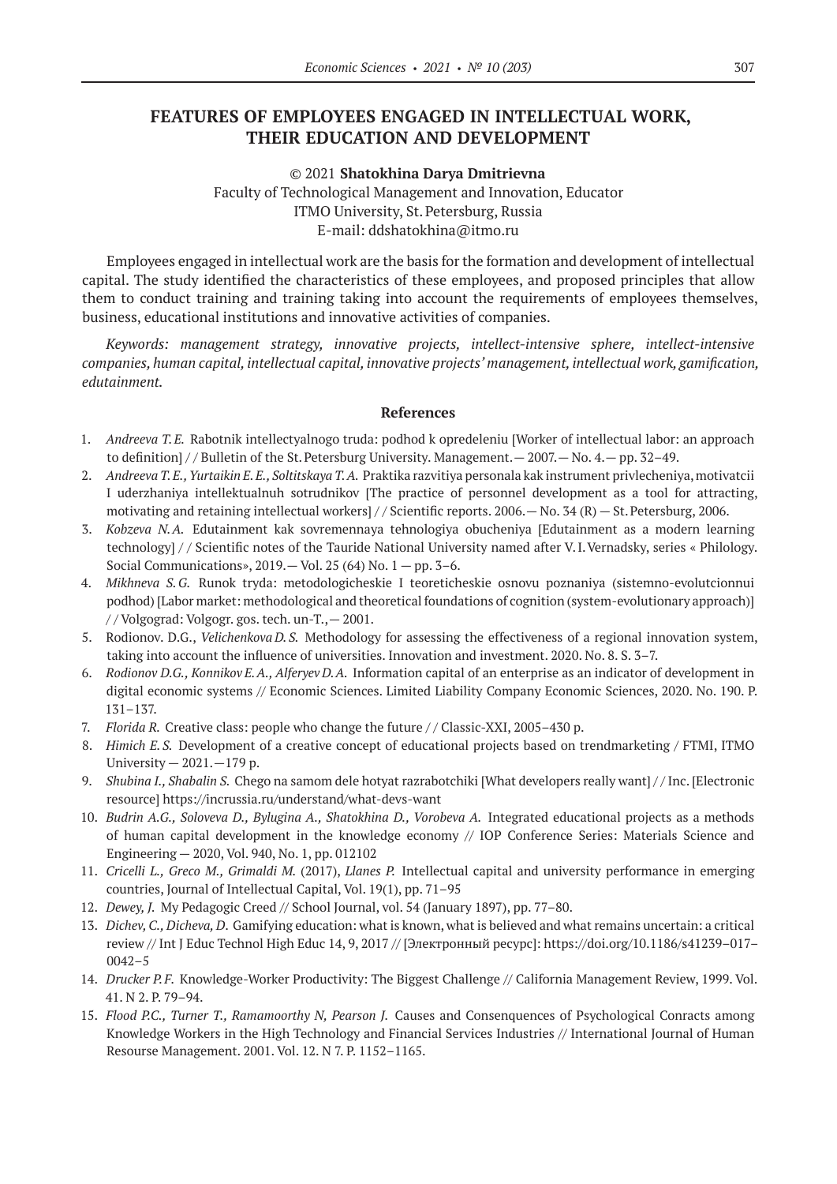# FEATURES OF EMPLOYEES ENGAGED IN INTELLECTUAL WORK, THEIR EDUCATION AND DEVELOPMENT

© 2021 **Shatokhina Darya Dmitrievna**
Faculty of Technological Management and Innovation, Educator
ITMO University, St. Petersburg, Russia
E-mail: ddshatokhina@itmo.ru

Employees engaged in intellectual work are the basis for the formation and development of intellectual capital. The study identified the characteristics of these employees, and proposed principles that allow them to conduct training and training taking into account the requirements of employees themselves, business, educational institutions and innovative activities of companies.

*Keywords: management strategy, innovative projects, intellect-intensive sphere, intellect-intensive companies, human capital, intellectual capital, innovative projects' management, intellectual work, gamification, edutainment.*

## References

1. *Andreeva T. E.* Rabotnik intellectyalnogo truda: podhod k opredeleniu [Worker of intellectual labor: an approach to definition] / / Bulletin of the St. Petersburg University. Management.— 2007.— No. 4.— pp. 32–49.
2. *Andreeva T. E., Yurtaikin E. E., Soltitskaya T. A.* Praktika razvitiya personala kak instrument privlecheniya, motivatcii I uderzhaniya intellektualnuh sotrudnikov [The practice of personnel development as a tool for attracting, motivating and retaining intellectual workers] / / Scientific reports. 2006.— No. 34 (R) — St. Petersburg, 2006.
3. *Kobzeva N. A.* Edutainment kak sovremennaya tehnologiya obucheniya [Edutainment as a modern learning technology] / / Scientific notes of the Tauride National University named after V. I. Vernadsky, series « Philology. Social Communications», 2019.— Vol. 25 (64) No. 1 — pp. 3–6.
4. *Mikhneva S. G.* Runok tryda: metodologicheskie I teoreticheskie osnovu poznaniya (sistemno-evolutcionnui podhod) [Labor market: methodological and theoretical foundations of cognition (system-evolutionary approach)] / / Volgograd: Volgogr. gos. tech. un-T., — 2001.
5. Rodionov. D.G., *Velichenkova D. S.* Methodology for assessing the effectiveness of a regional innovation system, taking into account the influence of universities. Innovation and investment. 2020. No. 8. S. 3–7.
6. *Rodionov D.G., Konnikov E.A., Alferyev D.A.* Information capital of an enterprise as an indicator of development in digital economic systems // Economic Sciences. Limited Liability Company Economic Sciences, 2020. No. 190. P. 131–137.
7. *Florida R.* Creative class: people who change the future / / Classic-XXI, 2005–430 p.
8. *Himich E. S.* Development of a creative concept of educational projects based on trendmarketing / FTMI, ITMO University — 2021.—179 p.
9. *Shubina I., Shabalin S.* Chego na samom dele hotyat razrabotchiki [What developers really want] / / Inc. [Electronic resource] https://incrussia.ru/understand/what-devs-want
10. *Budrin A.G., Soloveva D., Bylugina A., Shatokhina D., Vorobeva A.* Integrated educational projects as a methods of human capital development in the knowledge economy // IOP Conference Series: Materials Science and Engineering — 2020, Vol. 940, No. 1, pp. 012102
11. *Cricelli L., Greco M., Grimaldi M.* (2017), *Llanes P.* Intellectual capital and university performance in emerging countries, Journal of Intellectual Capital, Vol. 19(1), pp. 71–95
12. *Dewey, J.* My Pedagogic Creed // School Journal, vol. 54 (January 1897), pp. 77–80.
13. *Dichev, C., Dicheva, D.* Gamifying education: what is known, what is believed and what remains uncertain: a critical review // Int J Educ Technol High Educ 14, 9, 2017 // [Электронный ресурс]: https://doi.org/10.1186/s41239–017–0042–5
14. *Drucker P.F.* Knowledge-Worker Productivity: The Biggest Challenge // California Management Review, 1999. Vol. 41. N 2. P. 79–94.
15. *Flood P.C., Turner T., Ramamoorthy N, Pearson J.* Causes and Consenquences of Psychological Conracts among Knowledge Workers in the High Technology and Financial Services Industries // International Journal of Human Resourse Management. 2001. Vol. 12. N 7. P. 1152–1165.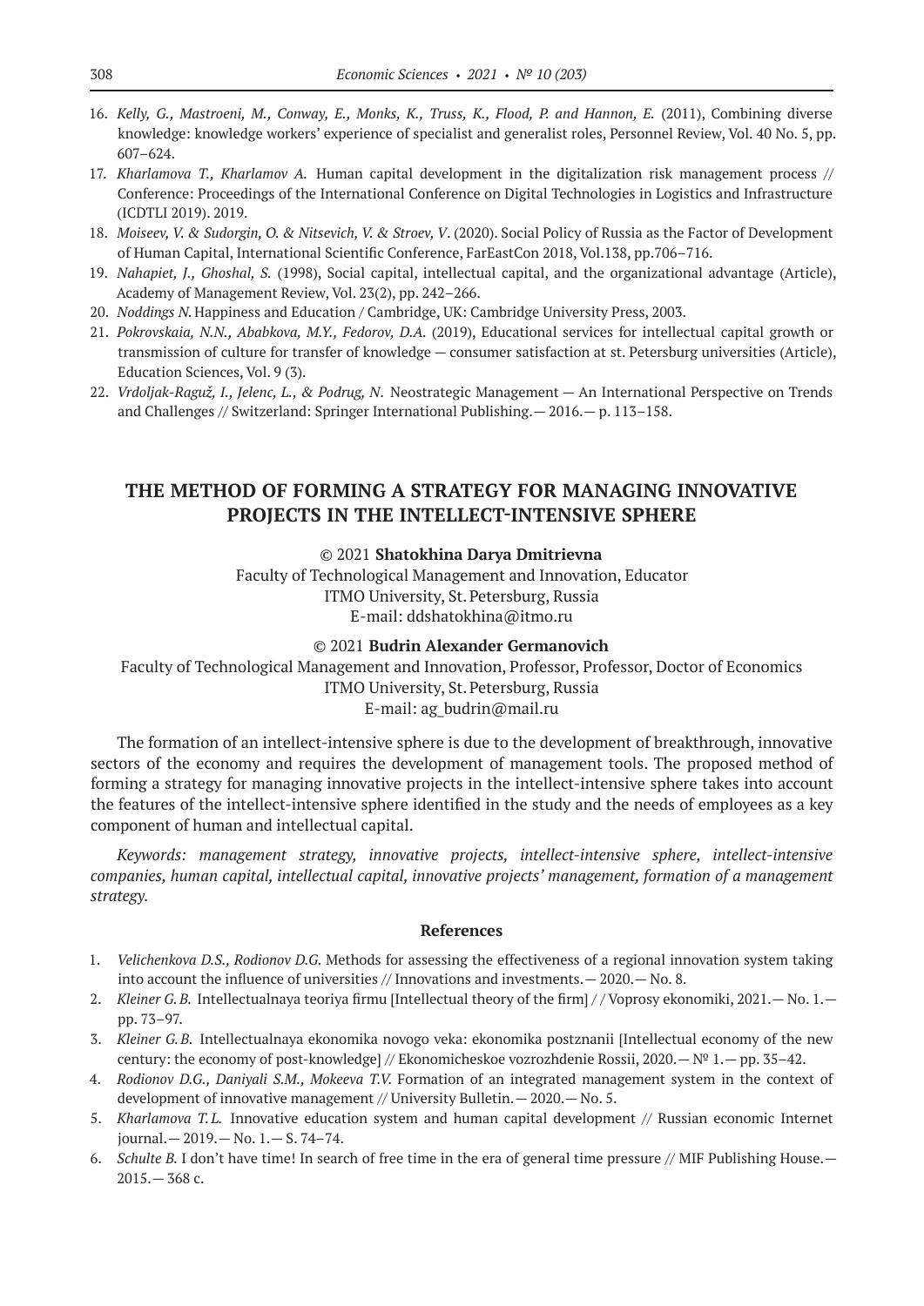16. *Kelly, G., Mastroeni, M., Conway, E., Monks, K., Truss, K., Flood, P. and Hannon, E.* (2011), Combining diverse knowledge: knowledge workers' experience of specialist and generalist roles, Personnel Review, Vol. 40 No. 5, pp. 607–624.
17. *Kharlamova T., Kharlamov A.* Human capital development in the digitalization risk management process // Conference: Proceedings of the International Conference on Digital Technologies in Logistics and Infrastructure (ICDTLI 2019). 2019.
18. *Moiseev, V. & Sudorgin, O. & Nitsevich, V. & Stroev, V*. (2020). Social Policy of Russia as the Factor of Development of Human Capital, International Scientific Conference, FarEastCon 2018, Vol.138, pp.706–716.
19. *Nahapiet, J., Ghoshal, S.* (1998), Social capital, intellectual capital, and the organizational advantage (Article), Academy of Management Review, Vol. 23(2), pp. 242–266.
20. *Noddings N.* Happiness and Education / Cambridge, UK: Cambridge University Press, 2003.
21. *Pokrovskaia, N.N., Ababkova, M.Y., Fedorov, D.A.* (2019), Educational services for intellectual capital growth or transmission of culture for transfer of knowledge — consumer satisfaction at st. Petersburg universities (Article), Education Sciences, Vol. 9 (3).
22. *Vrdoljak-Raguž, I., Jelenc, L., & Podrug, N*. Neostrategic Management — An International Perspective on Trends and Challenges // Switzerland: Springer International Publishing.— 2016.— p. 113–158.

## THE METHOD OF FORMING A STRATEGY FOR MANAGING INNOVATIVE PROJECTS IN THE INTELLECT-INTENSIVE SPHERE

© 2021 **Shatokhina Darya Dmitrievna**
Faculty of Technological Management and Innovation, Educator
ITMO University, St. Petersburg, Russia
E-mail: ddshatokhina@itmo.ru

© 2021 **Budrin Alexander Germanovich**
Faculty of Technological Management and Innovation, Professor, Professor, Doctor of Economics
ITMO University, St. Petersburg, Russia
E-mail: ag_budrin@mail.ru

The formation of an intellect-intensive sphere is due to the development of breakthrough, innovative sectors of the economy and requires the development of management tools. The proposed method of forming a strategy for managing innovative projects in the intellect-intensive sphere takes into account the features of the intellect-intensive sphere identified in the study and the needs of employees as a key component of human and intellectual capital.

*Keywords: management strategy, innovative projects, intellect-intensive sphere, intellect-intensive companies, human capital, intellectual capital, innovative projects' management, formation of a management strategy.*

### References

1. *Velichenkova D.S., Rodionov D.G.* Methods for assessing the effectiveness of a regional innovation system taking into account the influence of universities // Innovations and investments.— 2020.— No. 8.
2. *Kleiner G.B.* Intellectualnaya teoriya firmu [Intellectual theory of the firm] / / Voprosy ekonomiki, 2021.— No. 1.— pp. 73–97.
3. *Kleiner G.B.* Intellectualnaya ekonomika novogo veka: ekonomika postznanii [Intellectual economy of the new century: the economy of post-knowledge] // Ekonomicheskoe vozrozhdenie Rossii, 2020.— № 1.— pp. 35–42.
4. *Rodionov D.G., Daniyali S.M., Mokeeva T.V.* Formation of an integrated management system in the context of development of innovative management // University Bulletin.— 2020.— No. 5.
5. *Kharlamova T.L.* Innovative education system and human capital development // Russian economic Internet journal.— 2019.— No. 1.— S. 74–74.
6. *Schulte B.* I don't have time! In search of free time in the era of general time pressure // MIF Publishing House.— 2015.— 368 с.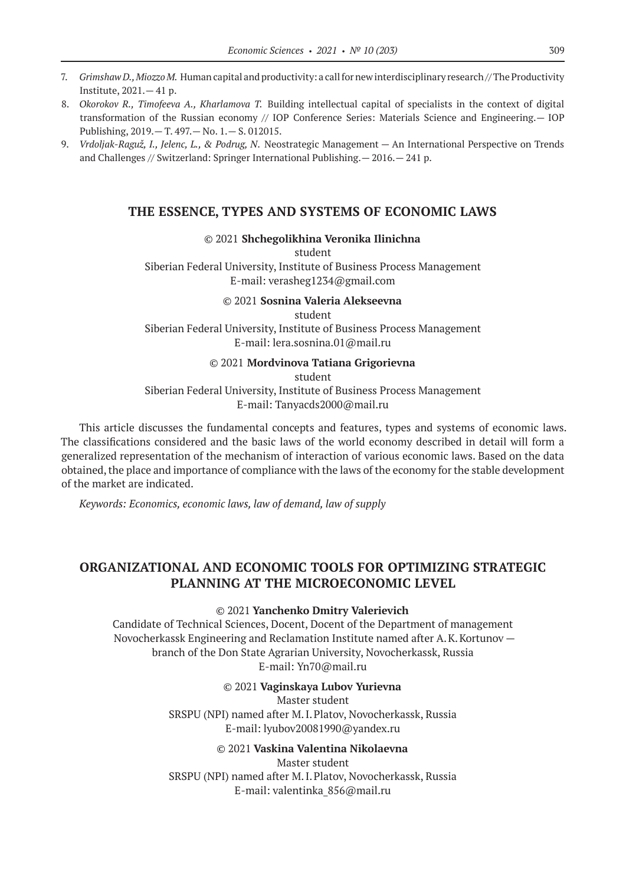7. *Grimshaw D., Miozzo M.* Human capital and productivity: a call for new interdisciplinary research // The Productivity Institute, 2021. — 41 p.
8. *Okorokov R., Timofeeva A., Kharlamova T.* Building intellectual capital of specialists in the context of digital transformation of the Russian economy // IOP Conference Series: Materials Science and Engineering. — IOP Publishing, 2019. — T. 497. — No. 1. — S. 012015.
9. *Vrdoljak-Raguž, I., Jelenc, L., & Podrug, N.* Neostrategic Management — An International Perspective on Trends and Challenges // Switzerland: Springer International Publishing. — 2016. — 241 p.

## THE ESSENCE, TYPES AND SYSTEMS OF ECONOMIC LAWS

© 2021 **Shchegolikhina Veronika Ilinichna**
student
Siberian Federal University, Institute of Business Process Management
E-mail: verasheg1234@gmail.com

© 2021 **Sosnina Valeria Alekseevna**
student
Siberian Federal University, Institute of Business Process Management
E-mail: lera.sosnina.01@mail.ru

© 2021 **Mordvinova Tatiana Grigorievna**
student
Siberian Federal University, Institute of Business Process Management
E-mail: Tanyacds2000@mail.ru

This article discusses the fundamental concepts and features, types and systems of economic laws. The classifications considered and the basic laws of the world economy described in detail will form a generalized representation of the mechanism of interaction of various economic laws. Based on the data obtained, the place and importance of compliance with the laws of the economy for the stable development of the market are indicated.

*Keywords: Economics, economic laws, law of demand, law of supply*

## ORGANIZATIONAL AND ECONOMIC TOOLS FOR OPTIMIZING STRATEGIC PLANNING AT THE MICROECONOMIC LEVEL

© 2021 **Yanchenko Dmitry Valerievich**
Candidate of Technical Sciences, Docent, Docent of the Department of management
Novocherkassk Engineering and Reclamation Institute named after A. K. Kortunov — branch of the Don State Agrarian University, Novocherkassk, Russia
E-mail: Yn70@mail.ru

© 2021 **Vaginskaya Lubov Yurievna**
Master student
SRSPU (NPI) named after M. I. Platov, Novocherkassk, Russia
E-mail: lyubov20081990@yandex.ru

© 2021 **Vaskina Valentina Nikolaevna**
Master student
SRSPU (NPI) named after M. I. Platov, Novocherkassk, Russia
E-mail: valentinka_856@mail.ru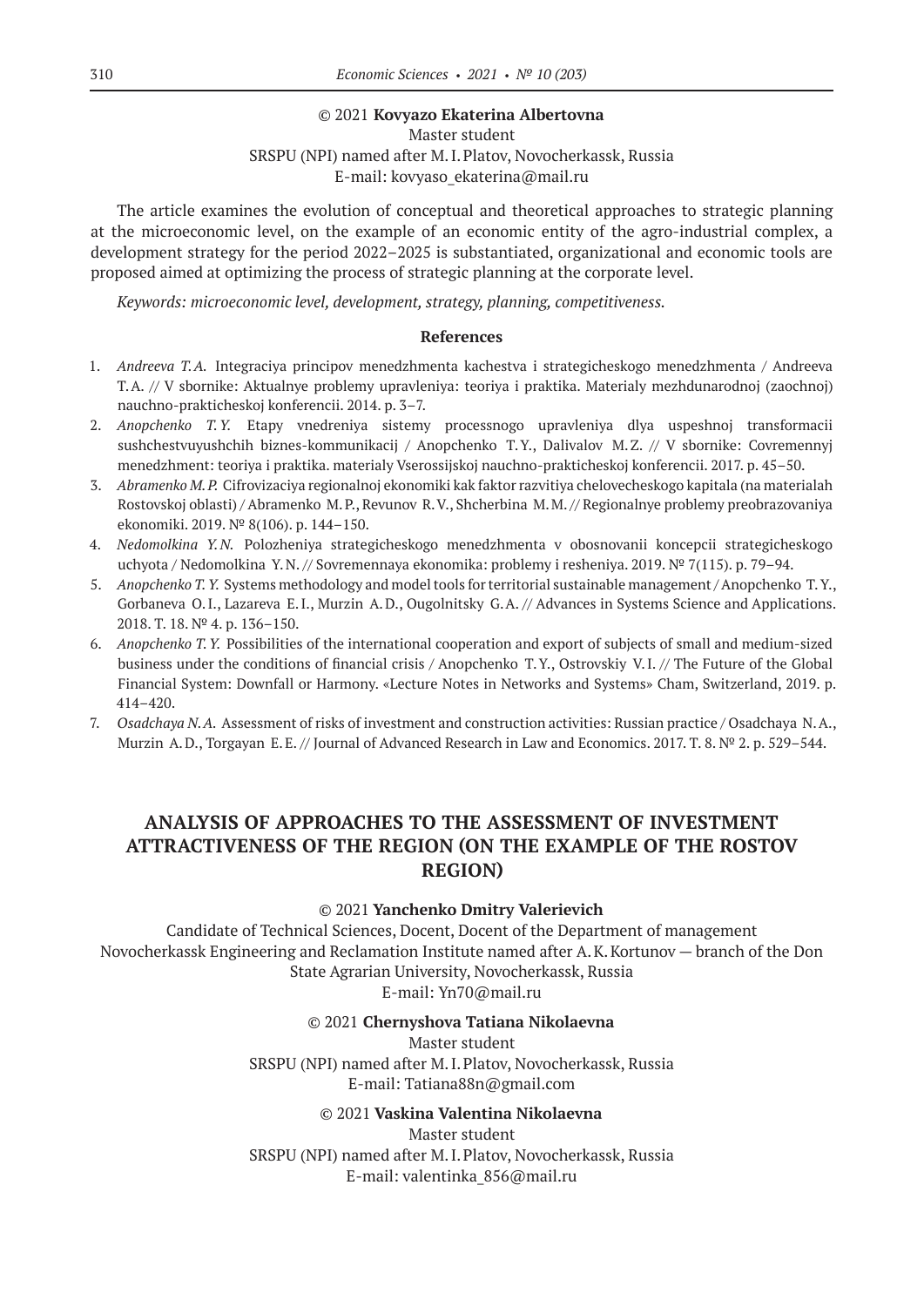© 2021 **Kovyazo Ekaterina Albertovna**
Master student
SRSPU (NPI) named after M. I. Platov, Novocherkassk, Russia
E-mail: kovyaso_ekaterina@mail.ru

The article examines the evolution of conceptual and theoretical approaches to strategic planning at the microeconomic level, on the example of an economic entity of the agro-industrial complex, a development strategy for the period 2022–2025 is substantiated, organizational and economic tools are proposed aimed at optimizing the process of strategic planning at the corporate level.

*Keywords: microeconomic level, development, strategy, planning, competitiveness.*

### References

1. *Andreeva T. A.* Integraciya principov menedzhmenta kachestva i strategicheskogo menedzhmenta / Andreeva T. A. // V sbornike: Aktualnye problemy upravleniya: teoriya i praktika. Materialy mezhdunarodnoj (zaochnoj) nauchno-prakticheskoj konferencii. 2014. p. 3–7.
2. *Anopchenko T. Y.* Etapy vnedreniya sistemy processnogo upravleniya dlya uspeshnoj transformacii sushchestvuyushchih biznes-kommunikacij / Anopchenko T. Y., Dalivalov M. Z. // V sbornike: Covremennyj menedzhment: teoriya i praktika. materialy Vserossijskoj nauchno-prakticheskoj konferencii. 2017. p. 45–50.
3. *Abramenko M. P.* Cifrovizaciya regionalnoj ekonomiki kak faktor razvitiya chelovecheskogo kapitala (na materialah Rostovskoj oblasti) / Abramenko M. P., Revunov R. V., Shcherbina M. M. // Regionalnye problemy preobrazovaniya ekonomiki. 2019. № 8(106). p. 144–150.
4. *Nedomolkina Y. N.* Polozheniya strategicheskogo menedzhmenta v obosnovanii koncepcii strategicheskogo uchyota / Nedomolkina Y. N. // Sovremennaya ekonomika: problemy i resheniya. 2019. № 7(115). p. 79–94.
5. *Anopchenko T. Y.* Systems methodology and model tools for territorial sustainable management / Anopchenko T. Y., Gorbaneva O. I., Lazareva E. I., Murzin A. D., Ougolnitsky G. A. // Advances in Systems Science and Applications. 2018. T. 18. № 4. p. 136–150.
6. *Anopchenko T. Y.* Possibilities of the international cooperation and export of subjects of small and medium-sized business under the conditions of financial crisis / Anopchenko T. Y., Ostrovskiy V. I. // The Future of the Global Financial System: Downfall or Harmony. «Lecture Notes in Networks and Systems» Cham, Switzerland, 2019. p. 414–420.
7. *Osadchaya N. A.* Assessment of risks of investment and construction activities: Russian practice / Osadchaya N. A., Murzin A. D., Torgayan E. E. // Journal of Advanced Research in Law and Economics. 2017. T. 8. № 2. p. 529–544.

## ANALYSIS OF APPROACHES TO THE ASSESSMENT OF INVESTMENT ATTRACTIVENESS OF THE REGION (ON THE EXAMPLE OF THE ROSTOV REGION)

© 2021 **Yanchenko Dmitry Valerievich**
Candidate of Technical Sciences, Docent, Docent of the Department of management
Novocherkassk Engineering and Reclamation Institute named after A. K. Kortunov — branch of the Don State Agrarian University, Novocherkassk, Russia
E-mail: Yn70@mail.ru

© 2021 **Chernyshova Tatiana Nikolaevna**
Master student
SRSPU (NPI) named after M. I. Platov, Novocherkassk, Russia
E-mail: Tatiana88n@gmail.com

© 2021 **Vaskina Valentina Nikolaevna**
Master student
SRSPU (NPI) named after M. I. Platov, Novocherkassk, Russia
E-mail: valentinka_856@mail.ru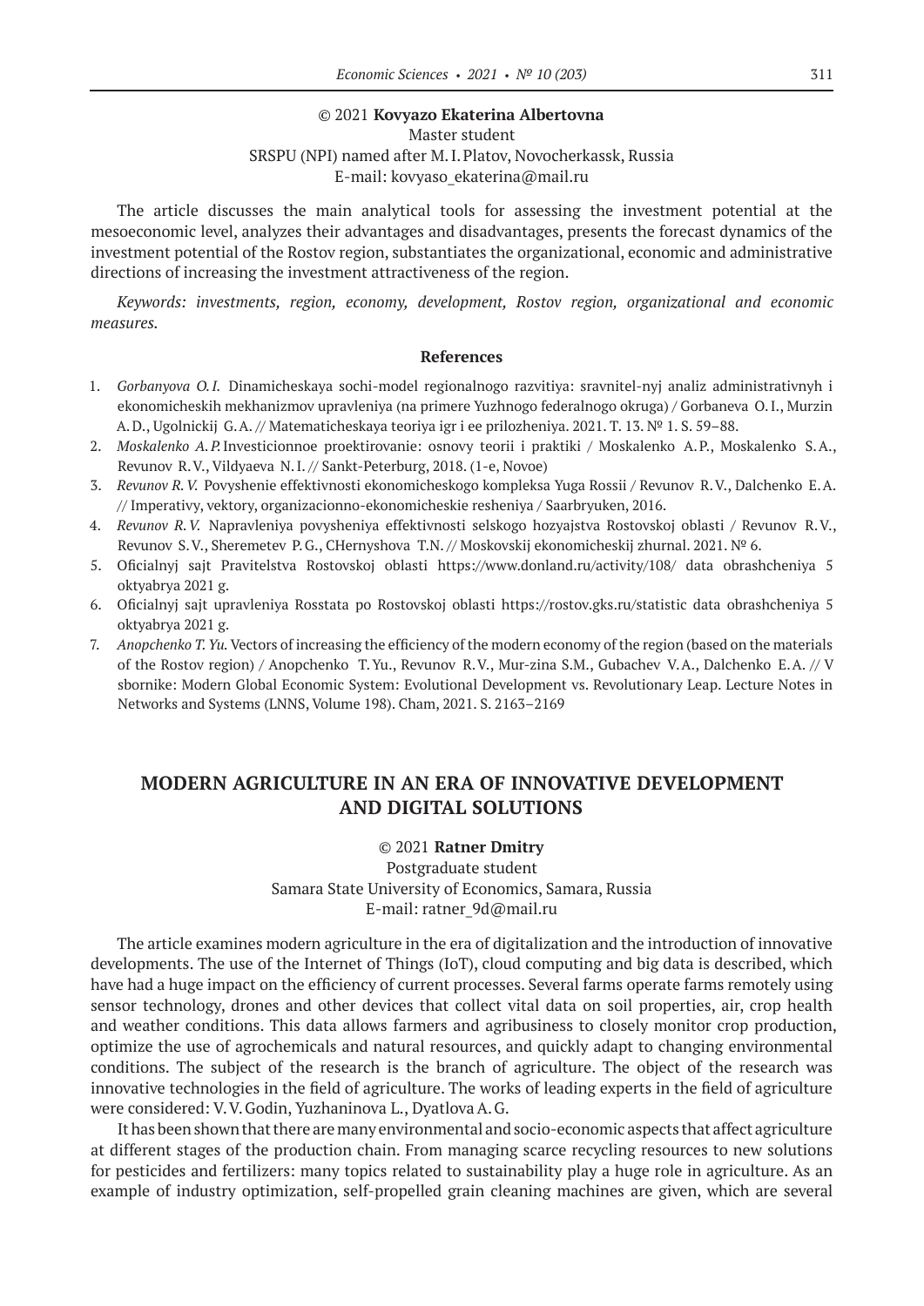© 2021 **Kovyazo Ekaterina Albertovna**
Master student
SRSPU (NPI) named after M. I. Platov, Novocherkassk, Russia
E-mail: kovyaso_ekaterina@mail.ru

The article discusses the main analytical tools for assessing the investment potential at the mesoeconomic level, analyzes their advantages and disadvantages, presents the forecast dynamics of the investment potential of the Rostov region, substantiates the organizational, economic and administrative directions of increasing the investment attractiveness of the region.

*Keywords: investments, region, economy, development, Rostov region, organizational and economic measures.*

#### References

1. *Gorbanyova O. I.* Dinamicheskaya sochi-model regionalnogo razvitiya: sravnitel-nyj analiz administrativnyh i ekonomicheskih mekhanizmov upravleniya (na primere Yuzhnogo federalnogo okruga) / Gorbaneva O. I., Murzin A. D., Ugolnickij G. A. // Matematicheskaya teoriya igr i ee prilozheniya. 2021. T. 13. № 1. S. 59–88.
2. *Moskalenko A. P.* Investicionnoe proektirovanie: osnovy teorii i praktiki / Moskalenko A. P., Moskalenko S. A., Revunov R. V., Vildyaeva N. I. // Sankt-Peterburg, 2018. (1-e, Novoe)
3. *Revunov R. V.* Povyshenie effektivnosti ekonomicheskogo kompleksa Yuga Rossii / Revunov R. V., Dalchenko E. A. // Imperativy, vektory, organizacionno-ekonomicheskie resheniya / Saarbryuken, 2016.
4. *Revunov R. V.* Napravleniya povysheniya effektivnosti selskogo hozyajstva Rostovskoj oblasti / Revunov R. V., Revunov S. V., Sheremetev P. G., CHernyshova T. N. // Moskovskij ekonomicheskij zhurnal. 2021. № 6.
5. Oficialnyj sajt Pravitelstva Rostovskoj oblasti https://www.donland.ru/activity/108/ data obrashcheniya 5 oktyabrya 2021 g.
6. Oficialnyj sajt upravleniya Rosstata po Rostovskoj oblasti https://rostov.gks.ru/statistic data obrashcheniya 5 oktyabrya 2021 g.
7. *Anopchenko T. Yu.* Vectors of increasing the efficiency of the modern economy of the region (based on the materials of the Rostov region) / Anopchenko T. Yu., Revunov R. V., Mur-zina S. M., Gubachev V. A., Dalchenko E. A. // V sbornike: Modern Global Economic System: Evolutional Development vs. Revolutionary Leap. Lecture Notes in Networks and Systems (LNNS, Volume 198). Cham, 2021. S. 2163–2169

## MODERN AGRICULTURE IN AN ERA OF INNOVATIVE DEVELOPMENT AND DIGITAL SOLUTIONS

© 2021 **Ratner Dmitry**
Postgraduate student
Samara State University of Economics, Samara, Russia
E-mail: ratner_9d@mail.ru

The article examines modern agriculture in the era of digitalization and the introduction of innovative developments. The use of the Internet of Things (IoT), cloud computing and big data is described, which have had a huge impact on the efficiency of current processes. Several farms operate farms remotely using sensor technology, drones and other devices that collect vital data on soil properties, air, crop health and weather conditions. This data allows farmers and agribusiness to closely monitor crop production, optimize the use of agrochemicals and natural resources, and quickly adapt to changing environmental conditions. The subject of the research is the branch of agriculture. The object of the research was innovative technologies in the field of agriculture. The works of leading experts in the field of agriculture were considered: V. V. Godin, Yuzhaninova L., Dyatlova A. G.

It has been shown that there are many environmental and socio-economic aspects that affect agriculture at different stages of the production chain. From managing scarce recycling resources to new solutions for pesticides and fertilizers: many topics related to sustainability play a huge role in agriculture. As an example of industry optimization, self-propelled grain cleaning machines are given, which are several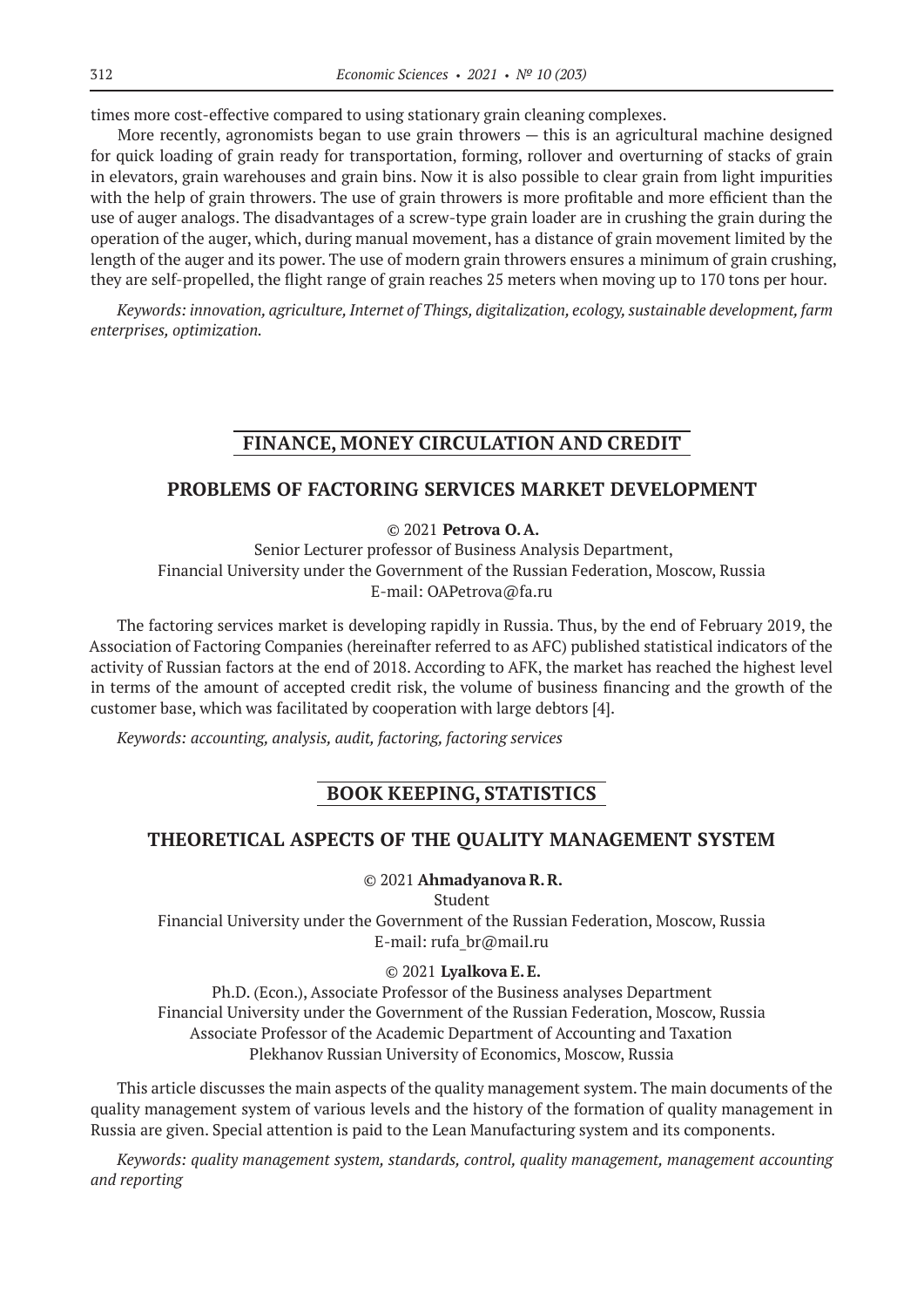times more cost-effective compared to using stationary grain cleaning complexes.

More recently, agronomists began to use grain throwers — this is an agricultural machine designed for quick loading of grain ready for transportation, forming, rollover and overturning of stacks of grain in elevators, grain warehouses and grain bins. Now it is also possible to clear grain from light impurities with the help of grain throwers. The use of grain throwers is more profitable and more efficient than the use of auger analogs. The disadvantages of a screw-type grain loader are in crushing the grain during the operation of the auger, which, during manual movement, has a distance of grain movement limited by the length of the auger and its power. The use of modern grain throwers ensures a minimum of grain crushing, they are self-propelled, the flight range of grain reaches 25 meters when moving up to 170 tons per hour.

*Keywords: innovation, agriculture, Internet of Things, digitalization, ecology, sustainable development, farm enterprises, optimization.*

## FINANCE, MONEY CIRCULATION AND CREDIT

### PROBLEMS OF FACTORING SERVICES MARKET DEVELOPMENT

© 2021 **Petrova O. A.**

Senior Lecturer professor of Business Analysis Department,
Financial University under the Government of the Russian Federation, Moscow, Russia
E-mail: OAPetrova@fa.ru

The factoring services market is developing rapidly in Russia. Thus, by the end of February 2019, the Association of Factoring Companies (hereinafter referred to as AFC) published statistical indicators of the activity of Russian factors at the end of 2018. According to AFK, the market has reached the highest level in terms of the amount of accepted credit risk, the volume of business financing and the growth of the customer base, which was facilitated by cooperation with large debtors [4].

*Keywords: accounting, analysis, audit, factoring, factoring services*

## BOOK KEEPING, STATISTICS

### THEORETICAL ASPECTS OF THE QUALITY MANAGEMENT SYSTEM

© 2021 **Ahmadyanova R. R.**

Student
Financial University under the Government of the Russian Federation, Moscow, Russia
E-mail: rufa_br@mail.ru

© 2021 **Lyalkova E. E.**

Ph.D. (Econ.), Associate Professor of the Business analyses Department
Financial University under the Government of the Russian Federation, Moscow, Russia
Associate Professor of the Academic Department of Accounting and Taxation
Plekhanov Russian University of Economics, Moscow, Russia

This article discusses the main aspects of the quality management system. The main documents of the quality management system of various levels and the history of the formation of quality management in Russia are given. Special attention is paid to the Lean Manufacturing system and its components.

*Keywords: quality management system, standards, control, quality management, management accounting and reporting*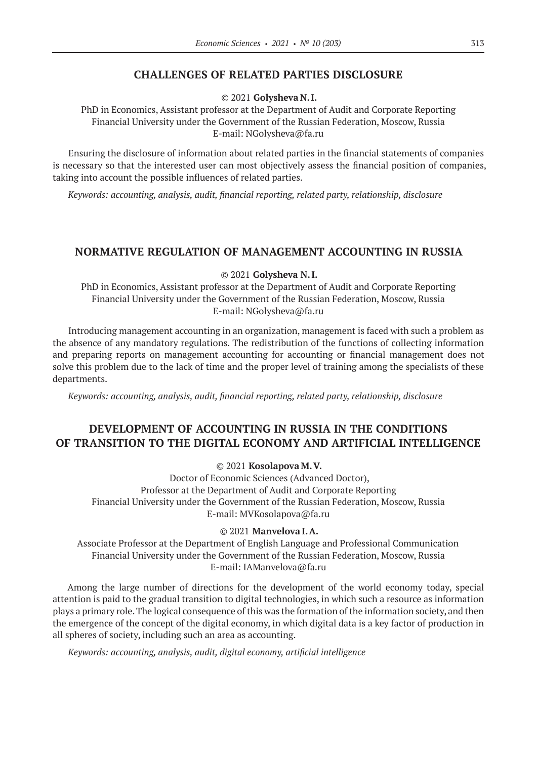## CHALLENGES OF RELATED PARTIES DISCLOSURE

© 2021 **Golysheva N. I.**

PhD in Economics, Assistant professor at the Department of Audit and Corporate Reporting
Financial University under the Government of the Russian Federation, Moscow, Russia
E-mail: NGolysheva@fa.ru

Ensuring the disclosure of information about related parties in the financial statements of companies is necessary so that the interested user can most objectively assess the financial position of companies, taking into account the possible influences of related parties.

*Keywords: accounting, analysis, audit, financial reporting, related party, relationship, disclosure*

## NORMATIVE REGULATION OF MANAGEMENT ACCOUNTING IN RUSSIA

© 2021 **Golysheva N. I.**

PhD in Economics, Assistant professor at the Department of Audit and Corporate Reporting
Financial University under the Government of the Russian Federation, Moscow, Russia
E-mail: NGolysheva@fa.ru

Introducing management accounting in an organization, management is faced with such a problem as the absence of any mandatory regulations. The redistribution of the functions of collecting information and preparing reports on management accounting for accounting or financial management does not solve this problem due to the lack of time and the proper level of training among the specialists of these departments.

*Keywords: accounting, analysis, audit, financial reporting, related party, relationship, disclosure*

## DEVELOPMENT OF ACCOUNTING IN RUSSIA IN THE CONDITIONS OF TRANSITION TO THE DIGITAL ECONOMY AND ARTIFICIAL INTELLIGENCE

© 2021 **Kosolapova M. V.**

Doctor of Economic Sciences (Advanced Doctor),
Professor at the Department of Audit and Corporate Reporting
Financial University under the Government of the Russian Federation, Moscow, Russia
E-mail: MVKosolapova@fa.ru

© 2021 **Manvelova I. A.**

Associate Professor at the Department of English Language and Professional Communication
Financial University under the Government of the Russian Federation, Moscow, Russia
E-mail: IAManvelova@fa.ru

Among the large number of directions for the development of the world economy today, special attention is paid to the gradual transition to digital technologies, in which such a resource as information plays a primary role. The logical consequence of this was the formation of the information society, and then the emergence of the concept of the digital economy, in which digital data is a key factor of production in all spheres of society, including such an area as accounting.

*Keywords: accounting, analysis, audit, digital economy, artificial intelligence*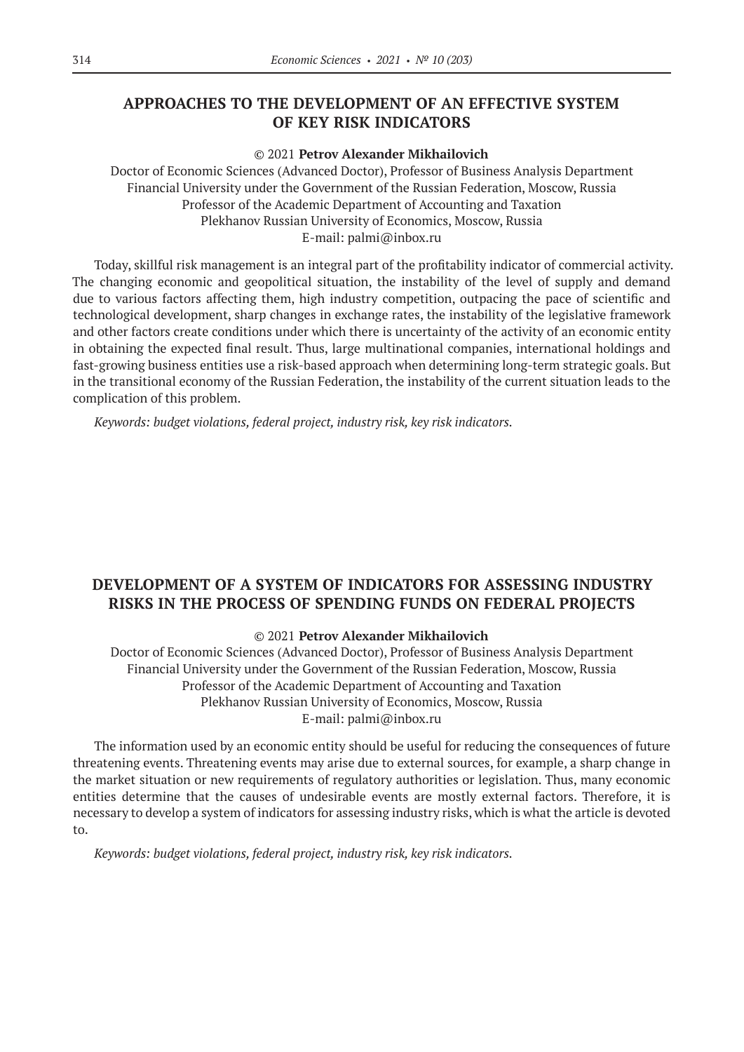## APPROACHES TO THE DEVELOPMENT OF AN EFFECTIVE SYSTEM OF KEY RISK INDICATORS

© 2021 **Petrov Alexander Mikhailovich**

Doctor of Economic Sciences (Advanced Doctor), Professor of Business Analysis Department
Financial University under the Government of the Russian Federation, Moscow, Russia
Professor of the Academic Department of Accounting and Taxation
Plekhanov Russian University of Economics, Moscow, Russia
E-mail: palmi@inbox.ru

Today, skillful risk management is an integral part of the profitability indicator of commercial activity. The changing economic and geopolitical situation, the instability of the level of supply and demand due to various factors affecting them, high industry competition, outpacing the pace of scientific and technological development, sharp changes in exchange rates, the instability of the legislative framework and other factors create conditions under which there is uncertainty of the activity of an economic entity in obtaining the expected final result. Thus, large multinational companies, international holdings and fast-growing business entities use a risk-based approach when determining long-term strategic goals. But in the transitional economy of the Russian Federation, the instability of the current situation leads to the complication of this problem.

*Keywords: budget violations, federal project, industry risk, key risk indicators.*

## DEVELOPMENT OF A SYSTEM OF INDICATORS FOR ASSESSING INDUSTRY RISKS IN THE PROCESS OF SPENDING FUNDS ON FEDERAL PROJECTS

© 2021 **Petrov Alexander Mikhailovich**

Doctor of Economic Sciences (Advanced Doctor), Professor of Business Analysis Department
Financial University under the Government of the Russian Federation, Moscow, Russia
Professor of the Academic Department of Accounting and Taxation
Plekhanov Russian University of Economics, Moscow, Russia
E-mail: palmi@inbox.ru

The information used by an economic entity should be useful for reducing the consequences of future threatening events. Threatening events may arise due to external sources, for example, a sharp change in the market situation or new requirements of regulatory authorities or legislation. Thus, many economic entities determine that the causes of undesirable events are mostly external factors. Therefore, it is necessary to develop a system of indicators for assessing industry risks, which is what the article is devoted to.

*Keywords: budget violations, federal project, industry risk, key risk indicators.*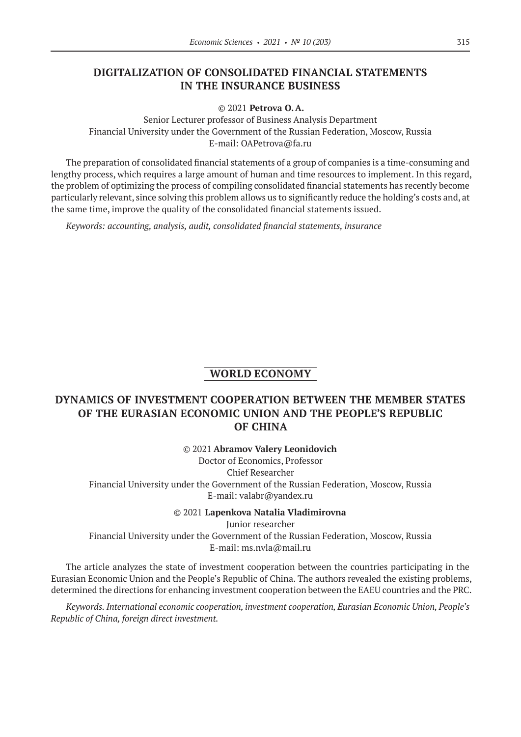## DIGITALIZATION OF CONSOLIDATED FINANCIAL STATEMENTS IN THE INSURANCE BUSINESS

© 2021 **Petrova O. A.**

Senior Lecturer professor of Business Analysis Department
Financial University under the Government of the Russian Federation, Moscow, Russia
E-mail: OAPetrova@fa.ru

The preparation of consolidated financial statements of a group of companies is a time-consuming and lengthy process, which requires a large amount of human and time resources to implement. In this regard, the problem of optimizing the process of compiling consolidated financial statements has recently become particularly relevant, since solving this problem allows us to significantly reduce the holding's costs and, at the same time, improve the quality of the consolidated financial statements issued.

*Keywords: accounting, analysis, audit, consolidated financial statements, insurance*

# WORLD ECONOMY

## DYNAMICS OF INVESTMENT COOPERATION BETWEEN THE MEMBER STATES OF THE EURASIAN ECONOMIC UNION AND THE PEOPLE'S REPUBLIC OF CHINA

© 2021 **Abramov Valery Leonidovich**

Doctor of Economics, Professor
Chief Researcher
Financial University under the Government of the Russian Federation, Moscow, Russia
E-mail: valabr@yandex.ru

© 2021 **Lapenkova Natalia Vladimirovna**

Junior researcher
Financial University under the Government of the Russian Federation, Moscow, Russia
E-mail: ms.nvla@mail.ru

The article analyzes the state of investment cooperation between the countries participating in the Eurasian Economic Union and the People's Republic of China. The authors revealed the existing problems, determined the directions for enhancing investment cooperation between the EAEU countries and the PRC.

*Keywords. International economic cooperation, investment cooperation, Eurasian Economic Union, People's Republic of China, foreign direct investment.*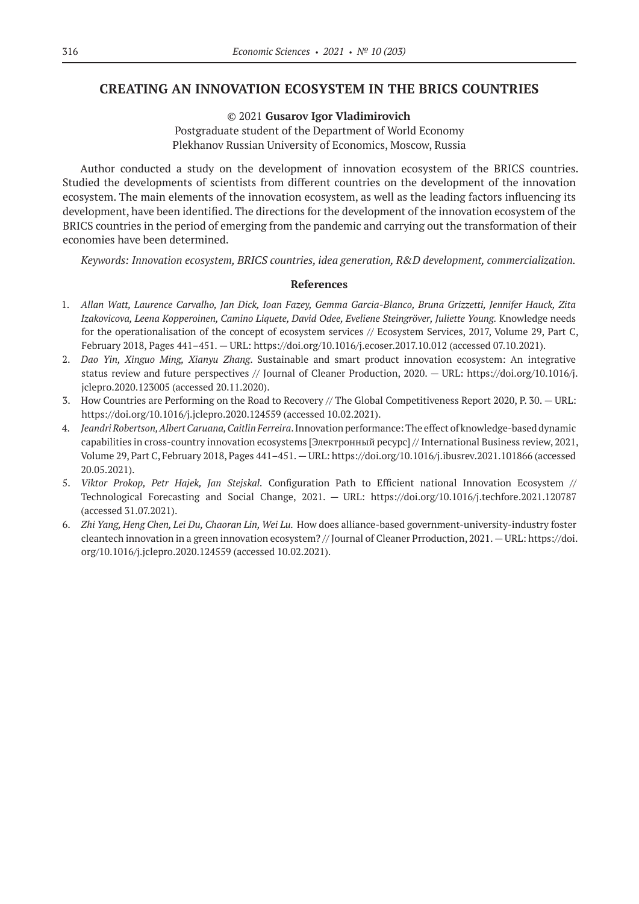# CREATING AN INNOVATION ECOSYSTEM IN THE BRICS COUNTRIES

© 2021 **Gusarov Igor Vladimirovich**
Postgraduate student of the Department of World Economy
Plekhanov Russian University of Economics, Moscow, Russia

Author conducted a study on the development of innovation ecosystem of the BRICS countries. Studied the developments of scientists from different countries on the development of the innovation ecosystem. The main elements of the innovation ecosystem, as well as the leading factors influencing its development, have been identified. The directions for the development of the innovation ecosystem of the BRICS countries in the period of emerging from the pandemic and carrying out the transformation of their economies have been determined.

*Keywords: Innovation ecosystem, BRICS countries, idea generation, R&D development, commercialization.*

## References

1. *Allan Watt, Laurence Carvalho, Jan Dick, Ioan Fazey, Gemma Garcia-Blanco, Bruna Grizzetti, Jennifer Hauck, Zita Izakovicova, Leena Kopperoinen, Camino Liquete, David Odee, Eveliene Steingröver, Juliette Young.* Knowledge needs for the operationalisation of the concept of ecosystem services // Ecosystem Services, 2017, Volume 29, Part C, February 2018, Pages 441–451. — URL: https://doi.org/10.1016/j.ecoser.2017.10.012 (accessed 07.10.2021).
2. *Dao Yin, Xinguo Ming, Xianyu Zhang.* Sustainable and smart product innovation ecosystem: An integrative status review and future perspectives // Journal of Cleaner Production, 2020. — URL: https://doi.org/10.1016/j.jclepro.2020.123005 (accessed 20.11.2020).
3. How Countries are Performing on the Road to Recovery // The Global Competitiveness Report 2020, P. 30. — URL: https://doi.org/10.1016/j.jclepro.2020.124559 (accessed 10.02.2021).
4. *Jeandri Robertson, Albert Caruana, Caitlin Ferreira.* Innovation performance: The effect of knowledge-based dynamic capabilities in cross-country innovation ecosystems [Электронный ресурс] // International Business review, 2021, Volume 29, Part C, February 2018, Pages 441–451. — URL: https://doi.org/10.1016/j.ibusrev.2021.101866 (accessed 20.05.2021).
5. *Viktor Prokop, Petr Hajek, Jan Stejskal.* Configuration Path to Efficient national Innovation Ecosystem // Technological Forecasting and Social Change, 2021. — URL: https://doi.org/10.1016/j.techfore.2021.120787 (accessed 31.07.2021).
6. *Zhi Yang, Heng Chen, Lei Du, Chaoran Lin, Wei Lu.* How does alliance-based government-university-industry foster cleantech innovation in a green innovation ecosystem? // Journal of Cleaner Prroduction, 2021. — URL: https://doi.org/10.1016/j.jclepro.2020.124559 (accessed 10.02.2021).